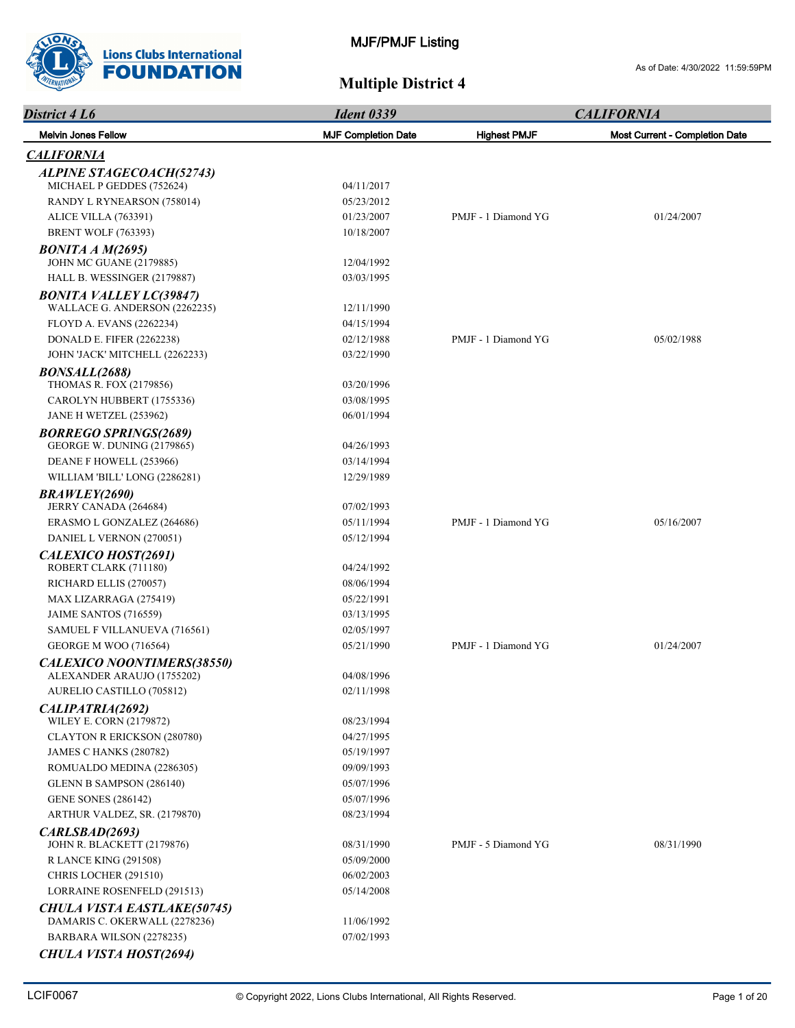# MJF/PMJF Listing

# Multiple District 4

As of Date: 4/30/2022 11:59:59PM

| *District 4 L6* | *Ident 0339* | | *CALIFORNIA* |
|---|---|---|---|
| **Melvin Jones Fellow** | **MJF Completion Date** | **Highest PMJF** | **Most Current - Completion Date** |
| ***CALIFORNIA*** | | | |
| ***ALPINE STAGECOACH(52743)*** | | | |
| MICHAEL P GEDDES (752624) | 04/11/2017 | | |
| RANDY L RYNEARSON (758014) | 05/23/2012 | | |
| ALICE VILLA (763391) | 01/23/2007 | PMJF - 1 Diamond YG | 01/24/2007 |
| BRENT WOLF (763393) | 10/18/2007 | | |
| ***BONITA A M(2695)*** | | | |
| JOHN MC GUANE (2179885) | 12/04/1992 | | |
| HALL B. WESSINGER (2179887) | 03/03/1995 | | |
| ***BONITA VALLEY LC(39847)*** | | | |
| WALLACE G. ANDERSON (2262235) | 12/11/1990 | | |
| FLOYD A. EVANS (2262234) | 04/15/1994 | | |
| DONALD E. FIFER (2262238) | 02/12/1988 | PMJF - 1 Diamond YG | 05/02/1988 |
| JOHN 'JACK' MITCHELL (2262233) | 03/22/1990 | | |
| ***BONSALL(2688)*** | | | |
| THOMAS R. FOX (2179856) | 03/20/1996 | | |
| CAROLYN HUBBERT (1755336) | 03/08/1995 | | |
| JANE H WETZEL (253962) | 06/01/1994 | | |
| ***BORREGO SPRINGS(2689)*** | | | |
| GEORGE W. DUNING (2179865) | 04/26/1993 | | |
| DEANE F HOWELL (253966) | 03/14/1994 | | |
| WILLIAM 'BILL' LONG (2286281) | 12/29/1989 | | |
| ***BRAWLEY(2690)*** | | | |
| JERRY CANADA (264684) | 07/02/1993 | | |
| ERASMO L GONZALEZ (264686) | 05/11/1994 | PMJF - 1 Diamond YG | 05/16/2007 |
| DANIEL L VERNON (270051) | 05/12/1994 | | |
| ***CALEXICO HOST(2691)*** | | | |
| ROBERT CLARK (711180) | 04/24/1992 | | |
| RICHARD ELLIS (270057) | 08/06/1994 | | |
| MAX LIZARRAGA (275419) | 05/22/1991 | | |
| JAIME SANTOS (716559) | 03/13/1995 | | |
| SAMUEL F VILLANUEVA (716561) | 02/05/1997 | | |
| GEORGE M WOO (716564) | 05/21/1990 | PMJF - 1 Diamond YG | 01/24/2007 |
| ***CALEXICO NOONTIMERS(38550)*** | | | |
| ALEXANDER ARAUJO (1755202) | 04/08/1996 | | |
| AURELIO CASTILLO (705812) | 02/11/1998 | | |
| ***CALIPATRIA(2692)*** | | | |
| WILEY E. CORN (2179872) | 08/23/1994 | | |
| CLAYTON R ERICKSON (280780) | 04/27/1995 | | |
| JAMES C HANKS (280782) | 05/19/1997 | | |
| ROMUALDO MEDINA (2286305) | 09/09/1993 | | |
| GLENN B SAMPSON (286140) | 05/07/1996 | | |
| GENE SONES (286142) | 05/07/1996 | | |
| ARTHUR VALDEZ, SR. (2179870) | 08/23/1994 | | |
| ***CARLSBAD(2693)*** | | | |
| JOHN R. BLACKETT (2179876) | 08/31/1990 | PMJF - 5 Diamond YG | 08/31/1990 |
| R LANCE KING (291508) | 05/09/2000 | | |
| CHRIS LOCHER (291510) | 06/02/2003 | | |
| LORRAINE ROSENFELD (291513) | 05/14/2008 | | |
| ***CHULA VISTA EASTLAKE(50745)*** | | | |
| DAMARIS C. OKERWALL (2278236) | 11/06/1992 | | |
| BARBARA WILSON (2278235) | 07/02/1993 | | |
| ***CHULA VISTA HOST(2694)*** | | | |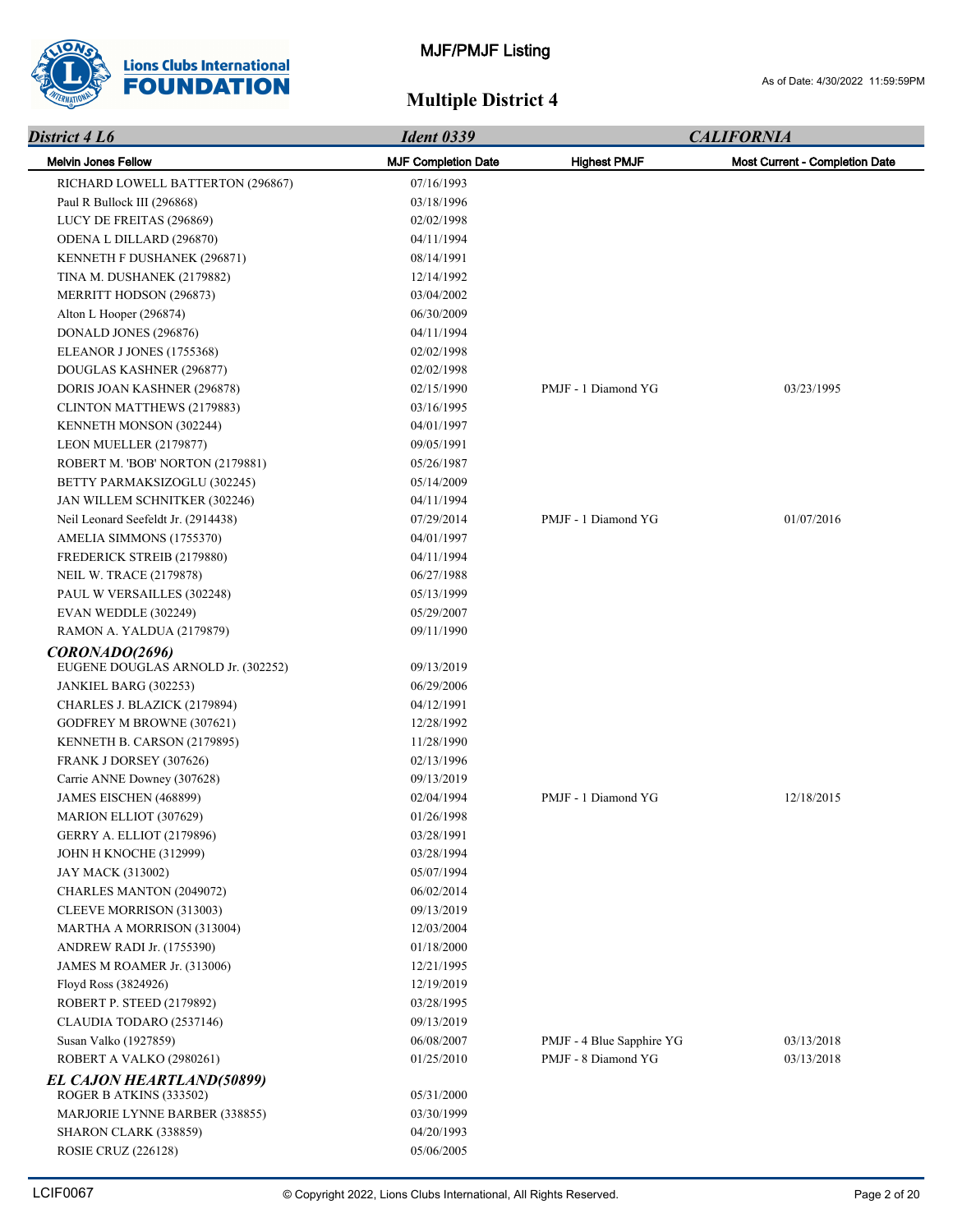# MJF/PMJF Listing

## Multiple District 4

As of Date: 4/30/2022 11:59:59PM

| *District 4 L6* | *Ident 0339* | | *CALIFORNIA* |
|---|---|---|---|
| Melvin Jones Fellow | MJF Completion Date | Highest PMJF | Most Current - Completion Date |
| RICHARD LOWELL BATTERTON (296867) | 07/16/1993 | | |
| Paul R Bullock III (296868) | 03/18/1996 | | |
| LUCY DE FREITAS (296869) | 02/02/1998 | | |
| ODENA L DILLARD (296870) | 04/11/1994 | | |
| KENNETH F DUSHANEK (296871) | 08/14/1991 | | |
| TINA M. DUSHANEK (2179882) | 12/14/1992 | | |
| MERRITT HODSON (296873) | 03/04/2002 | | |
| Alton L Hooper (296874) | 06/30/2009 | | |
| DONALD JONES (296876) | 04/11/1994 | | |
| ELEANOR J JONES (1755368) | 02/02/1998 | | |
| DOUGLAS KASHNER (296877) | 02/02/1998 | | |
| DORIS JOAN KASHNER (296878) | 02/15/1990 | PMJF - 1 Diamond YG | 03/23/1995 |
| CLINTON MATTHEWS (2179883) | 03/16/1995 | | |
| KENNETH MONSON (302244) | 04/01/1997 | | |
| LEON MUELLER (2179877) | 09/05/1991 | | |
| ROBERT M. 'BOB' NORTON (2179881) | 05/26/1987 | | |
| BETTY PARMAKSIZOGLU (302245) | 05/14/2009 | | |
| JAN WILLEM SCHNITKER (302246) | 04/11/1994 | | |
| Neil Leonard Seefeldt Jr. (2914438) | 07/29/2014 | PMJF - 1 Diamond YG | 01/07/2016 |
| AMELIA SIMMONS (1755370) | 04/01/1997 | | |
| FREDERICK STREIB (2179880) | 04/11/1994 | | |
| NEIL W. TRACE (2179878) | 06/27/1988 | | |
| PAUL W VERSAILLES (302248) | 05/13/1999 | | |
| EVAN WEDDLE (302249) | 05/29/2007 | | |
| RAMON A. YALDUA (2179879) | 09/11/1990 | | |
| ***CORONADO(2696)*** | | | |
| EUGENE DOUGLAS ARNOLD Jr. (302252) | 09/13/2019 | | |
| JANKIEL BARG (302253) | 06/29/2006 | | |
| CHARLES J. BLAZICK (2179894) | 04/12/1991 | | |
| GODFREY M BROWNE (307621) | 12/28/1992 | | |
| KENNETH B. CARSON (2179895) | 11/28/1990 | | |
| FRANK J DORSEY (307626) | 02/13/1996 | | |
| Carrie ANNE Downey (307628) | 09/13/2019 | | |
| JAMES EISCHEN (468899) | 02/04/1994 | PMJF - 1 Diamond YG | 12/18/2015 |
| MARION ELLIOT (307629) | 01/26/1998 | | |
| GERRY A. ELLIOT (2179896) | 03/28/1991 | | |
| JOHN H KNOCHE (312999) | 03/28/1994 | | |
| JAY MACK (313002) | 05/07/1994 | | |
| CHARLES MANTON (2049072) | 06/02/2014 | | |
| CLEEVE MORRISON (313003) | 09/13/2019 | | |
| MARTHA A MORRISON (313004) | 12/03/2004 | | |
| ANDREW RADI Jr. (1755390) | 01/18/2000 | | |
| JAMES M ROAMER Jr. (313006) | 12/21/1995 | | |
| Floyd Ross (3824926) | 12/19/2019 | | |
| ROBERT P. STEED (2179892) | 03/28/1995 | | |
| CLAUDIA TODARO (2537146) | 09/13/2019 | | |
| Susan Valko (1927859) | 06/08/2007 | PMJF - 4 Blue Sapphire YG | 03/13/2018 |
| ROBERT A VALKO (2980261) | 01/25/2010 | PMJF - 8 Diamond YG | 03/13/2018 |
| ***EL CAJON HEARTLAND(50899)*** | | | |
| ROGER B ATKINS (333502) | 05/31/2000 | | |
| MARJORIE LYNNE BARBER (338855) | 03/30/1999 | | |
| SHARON CLARK (338859) | 04/20/1993 | | |
| ROSIE CRUZ (226128) | 05/06/2005 | | |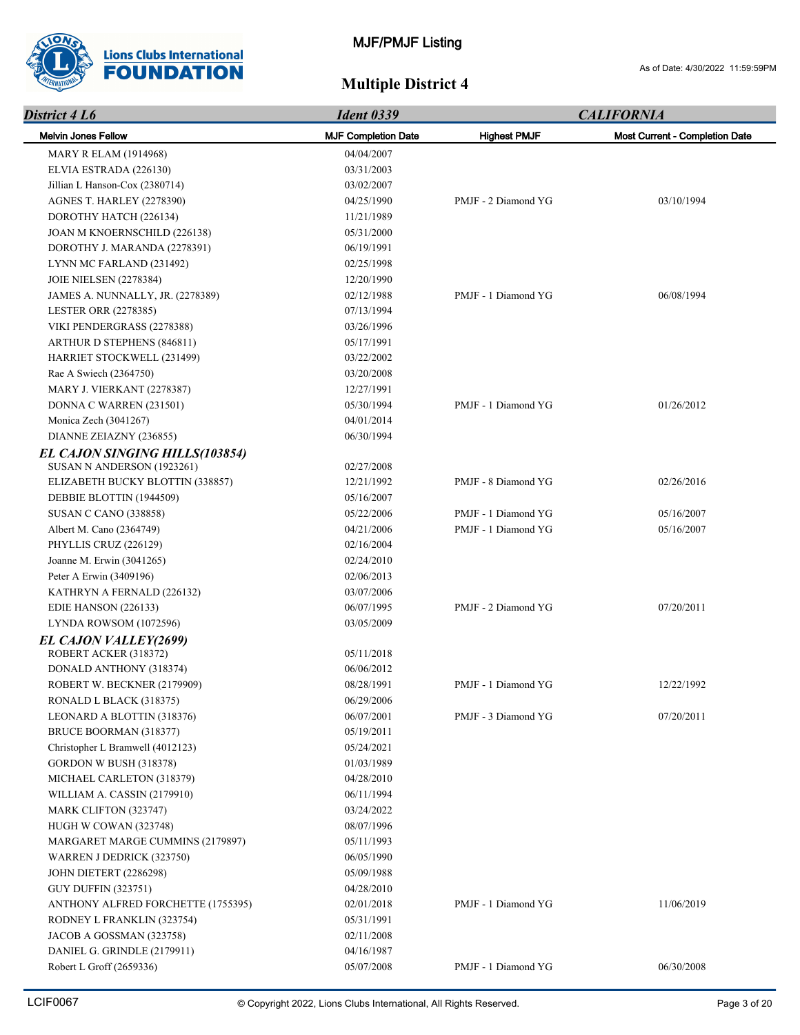# MJF/PMJF Listing

As of Date: 4/30/2022 11:59:59PM

## Multiple District 4

| *District 4 L6* | *Ident 0339* | | *CALIFORNIA* |
|---|---|---|---|
| **Melvin Jones Fellow** | **MJF Completion Date** | **Highest PMJF** | **Most Current - Completion Date** |
| MARY R ELAM (1914968) | 04/04/2007 | | |
| ELVIA ESTRADA (226130) | 03/31/2003 | | |
| Jillian L Hanson-Cox (2380714) | 03/02/2007 | | |
| AGNES T. HARLEY (2278390) | 04/25/1990 | PMJF - 2 Diamond YG | 03/10/1994 |
| DOROTHY HATCH (226134) | 11/21/1989 | | |
| JOAN M KNOERNSCHILD (226138) | 05/31/2000 | | |
| DOROTHY J. MARANDA (2278391) | 06/19/1991 | | |
| LYNN MC FARLAND (231492) | 02/25/1998 | | |
| JOIE NIELSEN (2278384) | 12/20/1990 | | |
| JAMES A. NUNNALLY, JR. (2278389) | 02/12/1988 | PMJF - 1 Diamond YG | 06/08/1994 |
| LESTER ORR (2278385) | 07/13/1994 | | |
| VIKI PENDERGRASS (2278388) | 03/26/1996 | | |
| ARTHUR D STEPHENS (846811) | 05/17/1991 | | |
| HARRIET STOCKWELL (231499) | 03/22/2002 | | |
| Rae A Swiech (2364750) | 03/20/2008 | | |
| MARY J. VIERKANT (2278387) | 12/27/1991 | | |
| DONNA C WARREN (231501) | 05/30/1994 | PMJF - 1 Diamond YG | 01/26/2012 |
| Monica Zech (3041267) | 04/01/2014 | | |
| DIANNE ZEIAZNY (236855) | 06/30/1994 | | |
| ***EL CAJON SINGING HILLS(103854)*** | | | |
| SUSAN N ANDERSON (1923261) | 02/27/2008 | | |
| ELIZABETH BUCKY BLOTTIN (338857) | 12/21/1992 | PMJF - 8 Diamond YG | 02/26/2016 |
| DEBBIE BLOTTIN (1944509) | 05/16/2007 | | |
| SUSAN C CANO (338858) | 05/22/2006 | PMJF - 1 Diamond YG | 05/16/2007 |
| Albert M. Cano (2364749) | 04/21/2006 | PMJF - 1 Diamond YG | 05/16/2007 |
| PHYLLIS CRUZ (226129) | 02/16/2004 | | |
| Joanne M. Erwin (3041265) | 02/24/2010 | | |
| Peter A Erwin (3409196) | 02/06/2013 | | |
| KATHRYN A FERNALD (226132) | 03/07/2006 | | |
| EDIE HANSON (226133) | 06/07/1995 | PMJF - 2 Diamond YG | 07/20/2011 |
| LYNDA ROWSOM (1072596) | 03/05/2009 | | |
| ***EL CAJON VALLEY(2699)*** | | | |
| ROBERT ACKER (318372) | 05/11/2018 | | |
| DONALD ANTHONY (318374) | 06/06/2012 | | |
| ROBERT W. BECKNER (2179909) | 08/28/1991 | PMJF - 1 Diamond YG | 12/22/1992 |
| RONALD L BLACK (318375) | 06/29/2006 | | |
| LEONARD A BLOTTIN (318376) | 06/07/2001 | PMJF - 3 Diamond YG | 07/20/2011 |
| BRUCE BOORMAN (318377) | 05/19/2011 | | |
| Christopher L Bramwell (4012123) | 05/24/2021 | | |
| GORDON W BUSH (318378) | 01/03/1989 | | |
| MICHAEL CARLETON (318379) | 04/28/2010 | | |
| WILLIAM A. CASSIN (2179910) | 06/11/1994 | | |
| MARK CLIFTON (323747) | 03/24/2022 | | |
| HUGH W COWAN (323748) | 08/07/1996 | | |
| MARGARET MARGE CUMMINS (2179897) | 05/11/1993 | | |
| WARREN J DEDRICK (323750) | 06/05/1990 | | |
| JOHN DIETERT (2286298) | 05/09/1988 | | |
| GUY DUFFIN (323751) | 04/28/2010 | | |
| ANTHONY ALFRED FORCHETTE (1755395) | 02/01/2018 | PMJF - 1 Diamond YG | 11/06/2019 |
| RODNEY L FRANKLIN (323754) | 05/31/1991 | | |
| JACOB A GOSSMAN (323758) | 02/11/2008 | | |
| DANIEL G. GRINDLE (2179911) | 04/16/1987 | | |
| Robert L Groff (2659336) | 05/07/2008 | PMJF - 1 Diamond YG | 06/30/2008 |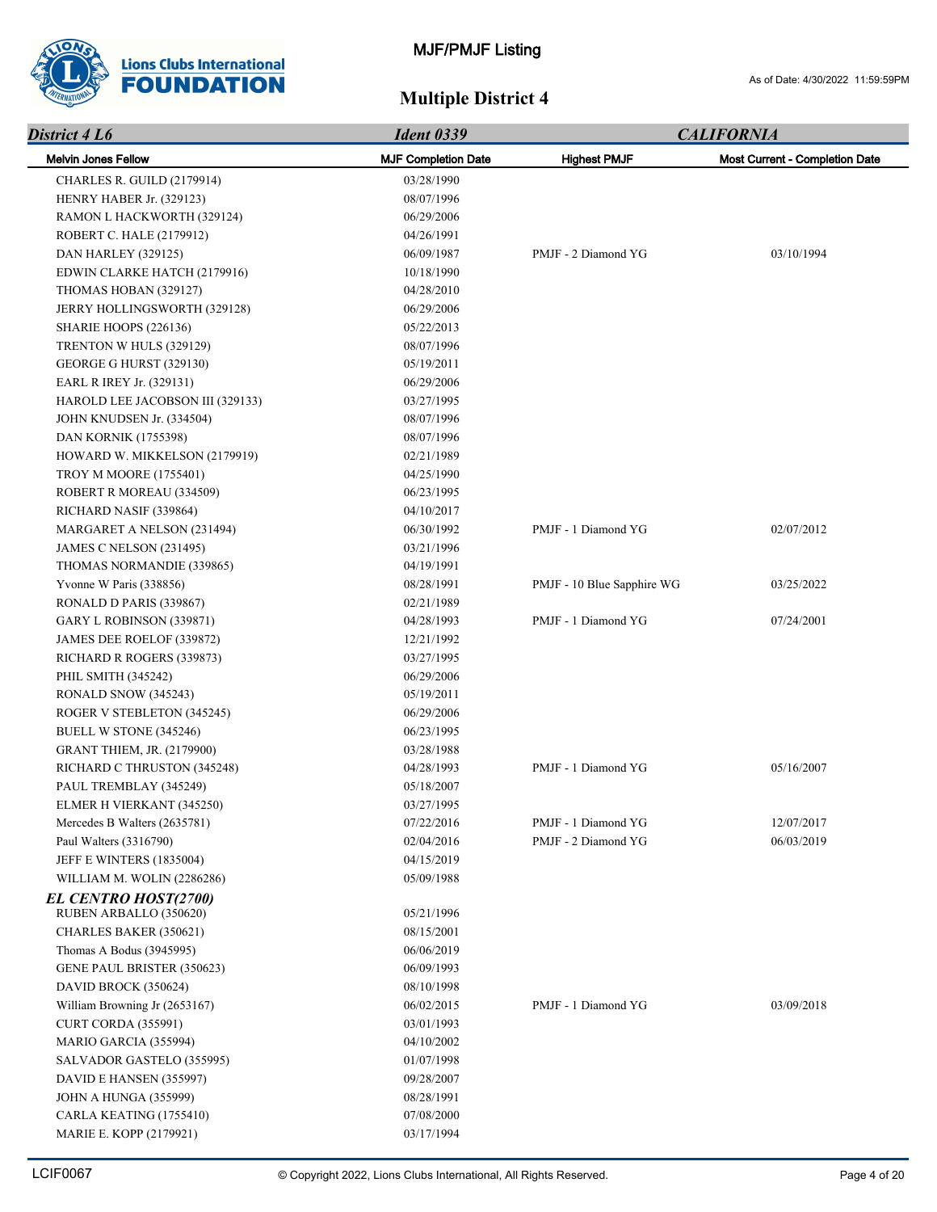## MJF/PMJF Listing

As of Date: 4/30/2022 11:59:59PM

# Multiple District 4

| *District 4 L6* | *Ident 0339* | | *CALIFORNIA* |
|---|---|---|---|
| **Melvin Jones Fellow** | **MJF Completion Date** | **Highest PMJF** | **Most Current - Completion Date** |
| CHARLES R. GUILD (2179914) | 03/28/1990 | | |
| HENRY HABER Jr. (329123) | 08/07/1996 | | |
| RAMON L HACKWORTH (329124) | 06/29/2006 | | |
| ROBERT C. HALE (2179912) | 04/26/1991 | | |
| DAN HARLEY (329125) | 06/09/1987 | PMJF - 2 Diamond YG | 03/10/1994 |
| EDWIN CLARKE HATCH (2179916) | 10/18/1990 | | |
| THOMAS HOBAN (329127) | 04/28/2010 | | |
| JERRY HOLLINGSWORTH (329128) | 06/29/2006 | | |
| SHARIE HOOPS (226136) | 05/22/2013 | | |
| TRENTON W HULS (329129) | 08/07/1996 | | |
| GEORGE G HURST (329130) | 05/19/2011 | | |
| EARL R IREY Jr. (329131) | 06/29/2006 | | |
| HAROLD LEE JACOBSON III (329133) | 03/27/1995 | | |
| JOHN KNUDSEN Jr. (334504) | 08/07/1996 | | |
| DAN KORNIK (1755398) | 08/07/1996 | | |
| HOWARD W. MIKKELSON (2179919) | 02/21/1989 | | |
| TROY M MOORE (1755401) | 04/25/1990 | | |
| ROBERT R MOREAU (334509) | 06/23/1995 | | |
| RICHARD NASIF (339864) | 04/10/2017 | | |
| MARGARET A NELSON (231494) | 06/30/1992 | PMJF - 1 Diamond YG | 02/07/2012 |
| JAMES C NELSON (231495) | 03/21/1996 | | |
| THOMAS NORMANDIE (339865) | 04/19/1991 | | |
| Yvonne W Paris (338856) | 08/28/1991 | PMJF - 10 Blue Sapphire WG | 03/25/2022 |
| RONALD D PARIS (339867) | 02/21/1989 | | |
| GARY L ROBINSON (339871) | 04/28/1993 | PMJF - 1 Diamond YG | 07/24/2001 |
| JAMES DEE ROELOF (339872) | 12/21/1992 | | |
| RICHARD R ROGERS (339873) | 03/27/1995 | | |
| PHIL SMITH (345242) | 06/29/2006 | | |
| RONALD SNOW (345243) | 05/19/2011 | | |
| ROGER V STEBLETON (345245) | 06/29/2006 | | |
| BUELL W STONE (345246) | 06/23/1995 | | |
| GRANT THIEM, JR. (2179900) | 03/28/1988 | | |
| RICHARD C THRUSTON (345248) | 04/28/1993 | PMJF - 1 Diamond YG | 05/16/2007 |
| PAUL TREMBLAY (345249) | 05/18/2007 | | |
| ELMER H VIERKANT (345250) | 03/27/1995 | | |
| Mercedes B Walters (2635781) | 07/22/2016 | PMJF - 1 Diamond YG | 12/07/2017 |
| Paul Walters (3316790) | 02/04/2016 | PMJF - 2 Diamond YG | 06/03/2019 |
| JEFF E WINTERS (1835004) | 04/15/2019 | | |
| WILLIAM M. WOLIN (2286286) | 05/09/1988 | | |
| ***EL CENTRO HOST(2700)*** | | | |
| RUBEN ARBALLO (350620) | 05/21/1996 | | |
| CHARLES BAKER (350621) | 08/15/2001 | | |
| Thomas A Bodus (3945995) | 06/06/2019 | | |
| GENE PAUL BRISTER (350623) | 06/09/1993 | | |
| DAVID BROCK (350624) | 08/10/1998 | | |
| William Browning Jr (2653167) | 06/02/2015 | PMJF - 1 Diamond YG | 03/09/2018 |
| CURT CORDA (355991) | 03/01/1993 | | |
| MARIO GARCIA (355994) | 04/10/2002 | | |
| SALVADOR GASTELO (355995) | 01/07/1998 | | |
| DAVID E HANSEN (355997) | 09/28/2007 | | |
| JOHN A HUNGA (355999) | 08/28/1991 | | |
| CARLA KEATING (1755410) | 07/08/2000 | | |
| MARIE E. KOPP (2179921) | 03/17/1994 | | |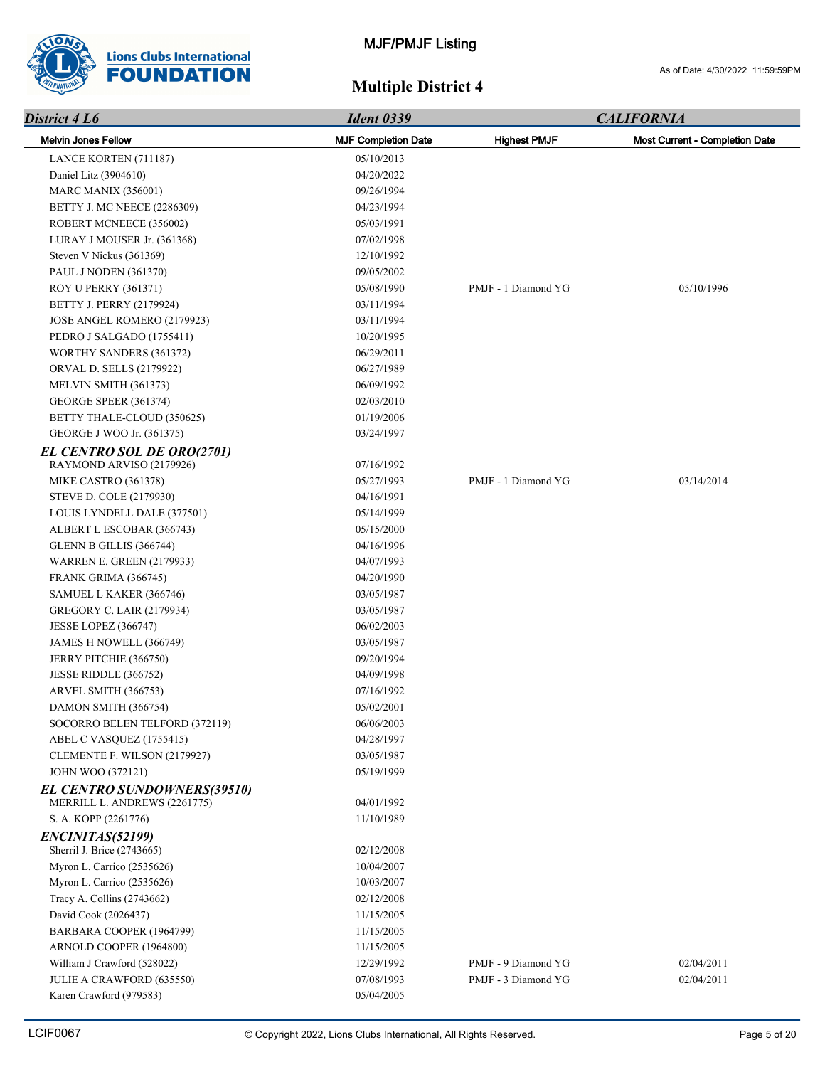# MJF/PMJF Listing

## Multiple District 4

As of Date: 4/30/2022 11:59:59PM

| *District 4 L6* | *Ident 0339* | | *CALIFORNIA* |
|---|---|---|---|
| Melvin Jones Fellow | MJF Completion Date | Highest PMJF | Most Current - Completion Date |
| LANCE KORTEN (711187) | 05/10/2013 | | |
| Daniel Litz (3904610) | 04/20/2022 | | |
| MARC MANIX (356001) | 09/26/1994 | | |
| BETTY J. MC NEECE (2286309) | 04/23/1994 | | |
| ROBERT MCNEECE (356002) | 05/03/1991 | | |
| LURAY J MOUSER Jr. (361368) | 07/02/1998 | | |
| Steven V Nickus (361369) | 12/10/1992 | | |
| PAUL J NODEN (361370) | 09/05/2002 | | |
| ROY U PERRY (361371) | 05/08/1990 | PMJF - 1 Diamond YG | 05/10/1996 |
| BETTY J. PERRY (2179924) | 03/11/1994 | | |
| JOSE ANGEL ROMERO (2179923) | 03/11/1994 | | |
| PEDRO J SALGADO (1755411) | 10/20/1995 | | |
| WORTHY SANDERS (361372) | 06/29/2011 | | |
| ORVAL D. SELLS (2179922) | 06/27/1989 | | |
| MELVIN SMITH (361373) | 06/09/1992 | | |
| GEORGE SPEER (361374) | 02/03/2010 | | |
| BETTY THALE-CLOUD (350625) | 01/19/2006 | | |
| GEORGE J WOO Jr. (361375) | 03/24/1997 | | |
| ***EL CENTRO SOL DE ORO(2701)*** | | | |
| RAYMOND ARVISO (2179926) | 07/16/1992 | | |
| MIKE CASTRO (361378) | 05/27/1993 | PMJF - 1 Diamond YG | 03/14/2014 |
| STEVE D. COLE (2179930) | 04/16/1991 | | |
| LOUIS LYNDELL DALE (377501) | 05/14/1999 | | |
| ALBERT L ESCOBAR (366743) | 05/15/2000 | | |
| GLENN B GILLIS (366744) | 04/16/1996 | | |
| WARREN E. GREEN (2179933) | 04/07/1993 | | |
| FRANK GRIMA (366745) | 04/20/1990 | | |
| SAMUEL L KAKER (366746) | 03/05/1987 | | |
| GREGORY C. LAIR (2179934) | 03/05/1987 | | |
| JESSE LOPEZ (366747) | 06/02/2003 | | |
| JAMES H NOWELL (366749) | 03/05/1987 | | |
| JERRY PITCHIE (366750) | 09/20/1994 | | |
| JESSE RIDDLE (366752) | 04/09/1998 | | |
| ARVEL SMITH (366753) | 07/16/1992 | | |
| DAMON SMITH (366754) | 05/02/2001 | | |
| SOCORRO BELEN TELFORD (372119) | 06/06/2003 | | |
| ABEL C VASQUEZ (1755415) | 04/28/1997 | | |
| CLEMENTE F. WILSON (2179927) | 03/05/1987 | | |
| JOHN WOO (372121) | 05/19/1999 | | |
| ***EL CENTRO SUNDOWNERS(39510)*** | | | |
| MERRILL L. ANDREWS (2261775) | 04/01/1992 | | |
| S. A. KOPP (2261776) | 11/10/1989 | | |
| ***ENCINITAS(52199)*** | | | |
| Sherril J. Brice (2743665) | 02/12/2008 | | |
| Myron L. Carrico (2535626) | 10/04/2007 | | |
| Myron L. Carrico (2535626) | 10/03/2007 | | |
| Tracy A. Collins (2743662) | 02/12/2008 | | |
| David Cook (2026437) | 11/15/2005 | | |
| BARBARA COOPER (1964799) | 11/15/2005 | | |
| ARNOLD COOPER (1964800) | 11/15/2005 | | |
| William J Crawford (528022) | 12/29/1992 | PMJF - 9 Diamond YG | 02/04/2011 |
| JULIE A CRAWFORD (635550) | 07/08/1993 | PMJF - 3 Diamond YG | 02/04/2011 |
| Karen Crawford (979583) | 05/04/2005 | | |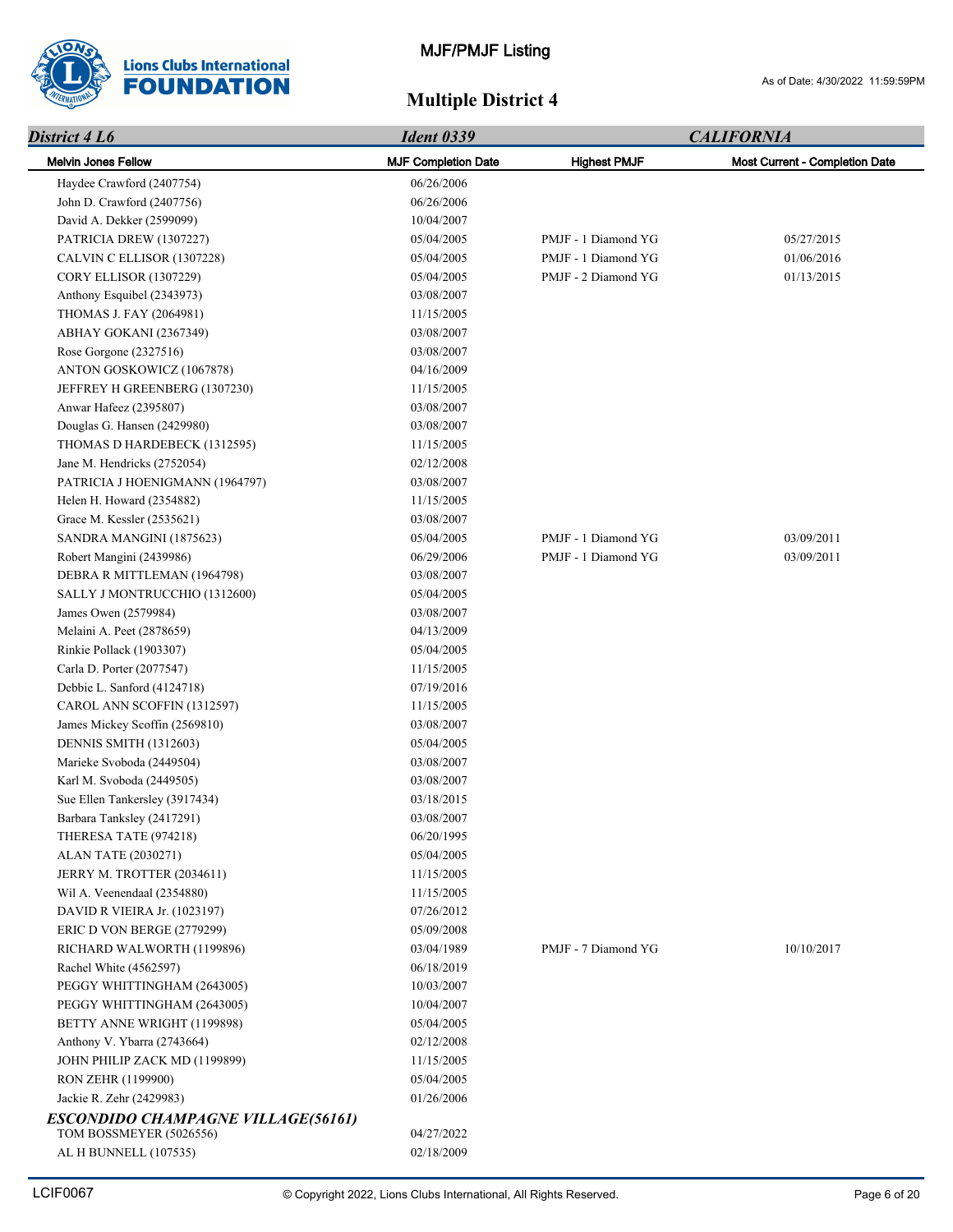# MJF/PMJF Listing

As of Date: 4/30/2022 11:59:59PM

## Multiple District 4

| *District 4 L6* | *Ident 0339* | *CALIFORNIA* | |
|---|---|---|---|
| **Melvin Jones Fellow** | **MJF Completion Date** | **Highest PMJF** | **Most Current - Completion Date** |
| Haydee Crawford (2407754) | 06/26/2006 | | |
| John D. Crawford (2407756) | 06/26/2006 | | |
| David A. Dekker (2599099) | 10/04/2007 | | |
| PATRICIA DREW (1307227) | 05/04/2005 | PMJF - 1 Diamond YG | 05/27/2015 |
| CALVIN C ELLISOR (1307228) | 05/04/2005 | PMJF - 1 Diamond YG | 01/06/2016 |
| CORY ELLISOR (1307229) | 05/04/2005 | PMJF - 2 Diamond YG | 01/13/2015 |
| Anthony Esquibel (2343973) | 03/08/2007 | | |
| THOMAS J. FAY (2064981) | 11/15/2005 | | |
| ABHAY GOKANI (2367349) | 03/08/2007 | | |
| Rose Gorgone (2327516) | 03/08/2007 | | |
| ANTON GOSKOWICZ (1067878) | 04/16/2009 | | |
| JEFFREY H GREENBERG (1307230) | 11/15/2005 | | |
| Anwar Hafeez (2395807) | 03/08/2007 | | |
| Douglas G. Hansen (2429980) | 03/08/2007 | | |
| THOMAS D HARDEBECK (1312595) | 11/15/2005 | | |
| Jane M. Hendricks (2752054) | 02/12/2008 | | |
| PATRICIA J HOENIGMANN (1964797) | 03/08/2007 | | |
| Helen H. Howard (2354882) | 11/15/2005 | | |
| Grace M. Kessler (2535621) | 03/08/2007 | | |
| SANDRA MANGINI (1875623) | 05/04/2005 | PMJF - 1 Diamond YG | 03/09/2011 |
| Robert Mangini (2439986) | 06/29/2006 | PMJF - 1 Diamond YG | 03/09/2011 |
| DEBRA R MITTLEMAN (1964798) | 03/08/2007 | | |
| SALLY J MONTRUCCHIO (1312600) | 05/04/2005 | | |
| James Owen (2579984) | 03/08/2007 | | |
| Melaini A. Peet (2878659) | 04/13/2009 | | |
| Rinkie Pollack (1903307) | 05/04/2005 | | |
| Carla D. Porter (2077547) | 11/15/2005 | | |
| Debbie L. Sanford (4124718) | 07/19/2016 | | |
| CAROL ANN SCOFFIN (1312597) | 11/15/2005 | | |
| James Mickey Scoffin (2569810) | 03/08/2007 | | |
| DENNIS SMITH (1312603) | 05/04/2005 | | |
| Marieke Svoboda (2449504) | 03/08/2007 | | |
| Karl M. Svoboda (2449505) | 03/08/2007 | | |
| Sue Ellen Tankersley (3917434) | 03/18/2015 | | |
| Barbara Tanksley (2417291) | 03/08/2007 | | |
| THERESA TATE (974218) | 06/20/1995 | | |
| ALAN TATE (2030271) | 05/04/2005 | | |
| JERRY M. TROTTER (2034611) | 11/15/2005 | | |
| Wil A. Veenendaal (2354880) | 11/15/2005 | | |
| DAVID R VIEIRA Jr. (1023197) | 07/26/2012 | | |
| ERIC D VON BERGE (2779299) | 05/09/2008 | | |
| RICHARD WALWORTH (1199896) | 03/04/1989 | PMJF - 7 Diamond YG | 10/10/2017 |
| Rachel White (4562597) | 06/18/2019 | | |
| PEGGY WHITTINGHAM (2643005) | 10/03/2007 | | |
| PEGGY WHITTINGHAM (2643005) | 10/04/2007 | | |
| BETTY ANNE WRIGHT (1199898) | 05/04/2005 | | |
| Anthony V. Ybarra (2743664) | 02/12/2008 | | |
| JOHN PHILIP ZACK MD (1199899) | 11/15/2005 | | |
| RON ZEHR (1199900) | 05/04/2005 | | |
| Jackie R. Zehr (2429983) | 01/26/2006 | | |
| ***ESCONDIDO CHAMPAGNE VILLAGE(56161)*** | | | |
| TOM BOSSMEYER (5026556) | 04/27/2022 | | |
| AL H BUNNELL (107535) | 02/18/2009 | | |

LCIF0067 © Copyright 2022, Lions Clubs International, All Rights Reserved.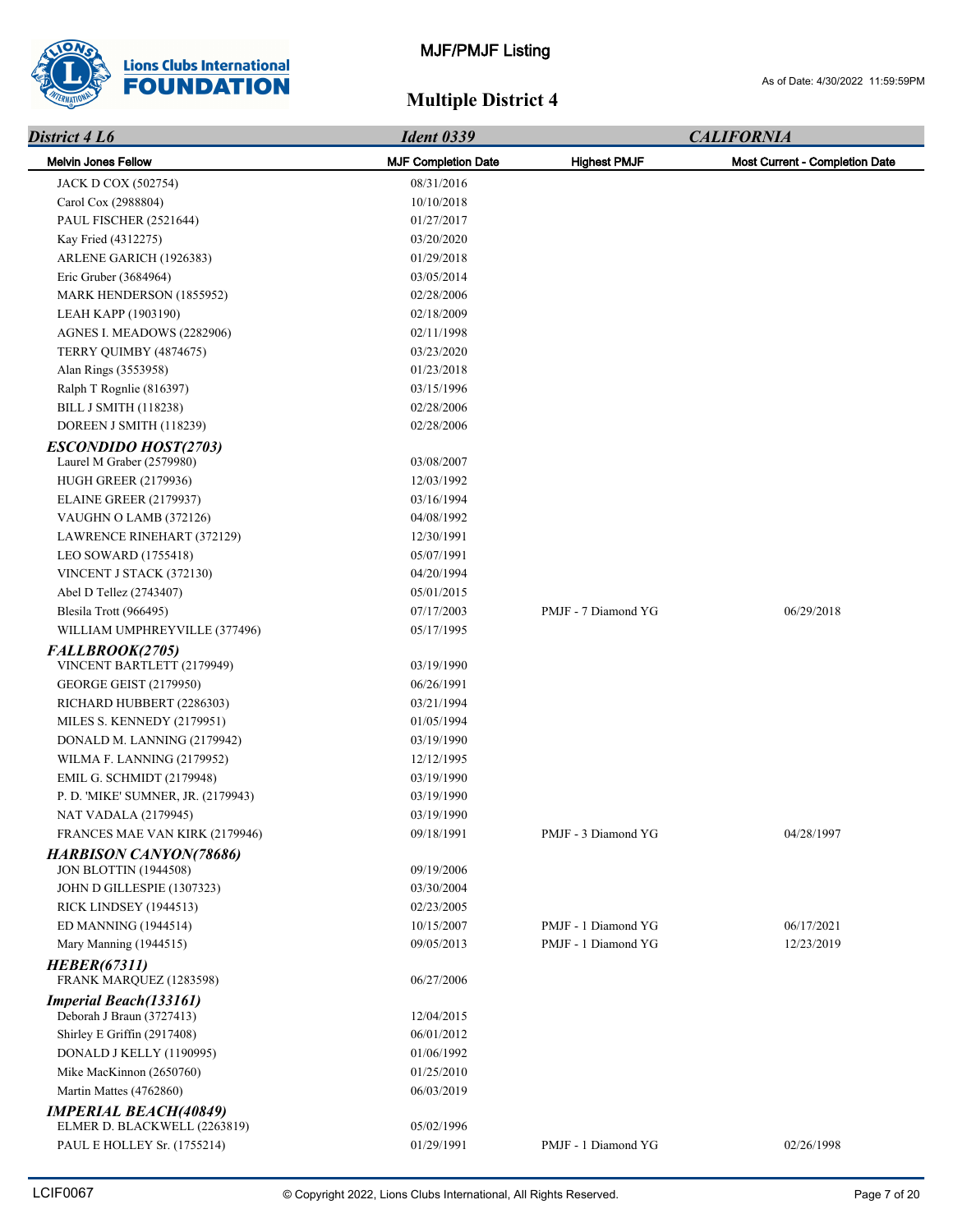# MJF/PMJF Listing

As of Date: 4/30/2022 11:59:59PM

## Multiple District 4

| *District 4 L6* | *Ident 0339* | | *CALIFORNIA* |
|---|---|---|---|
| **Melvin Jones Fellow** | **MJF Completion Date** | **Highest PMJF** | **Most Current - Completion Date** |
| JACK D COX (502754) | 08/31/2016 | | |
| Carol Cox (2988804) | 10/10/2018 | | |
| PAUL FISCHER (2521644) | 01/27/2017 | | |
| Kay Fried (4312275) | 03/20/2020 | | |
| ARLENE GARICH (1926383) | 01/29/2018 | | |
| Eric Gruber (3684964) | 03/05/2014 | | |
| MARK HENDERSON (1855952) | 02/28/2006 | | |
| LEAH KAPP (1903190) | 02/18/2009 | | |
| AGNES I. MEADOWS (2282906) | 02/11/1998 | | |
| TERRY QUIMBY (4874675) | 03/23/2020 | | |
| Alan Rings (3553958) | 01/23/2018 | | |
| Ralph T Rognlie (816397) | 03/15/1996 | | |
| BILL J SMITH (118238) | 02/28/2006 | | |
| DOREEN J SMITH (118239) | 02/28/2006 | | |
| ***ESCONDIDO HOST(2703)*** | | | |
| Laurel M Graber (2579980) | 03/08/2007 | | |
| HUGH GREER (2179936) | 12/03/1992 | | |
| ELAINE GREER (2179937) | 03/16/1994 | | |
| VAUGHN O LAMB (372126) | 04/08/1992 | | |
| LAWRENCE RINEHART (372129) | 12/30/1991 | | |
| LEO SOWARD (1755418) | 05/07/1991 | | |
| VINCENT J STACK (372130) | 04/20/1994 | | |
| Abel D Tellez (2743407) | 05/01/2015 | | |
| Blesila Trott (966495) | 07/17/2003 | PMJF - 7 Diamond YG | 06/29/2018 |
| WILLIAM UMPHREYVILLE (377496) | 05/17/1995 | | |
| ***FALLBROOK(2705)*** | | | |
| VINCENT BARTLETT (2179949) | 03/19/1990 | | |
| GEORGE GEIST (2179950) | 06/26/1991 | | |
| RICHARD HUBBERT (2286303) | 03/21/1994 | | |
| MILES S. KENNEDY (2179951) | 01/05/1994 | | |
| DONALD M. LANNING (2179942) | 03/19/1990 | | |
| WILMA F. LANNING (2179952) | 12/12/1995 | | |
| EMIL G. SCHMIDT (2179948) | 03/19/1990 | | |
| P. D. 'MIKE' SUMNER, JR. (2179943) | 03/19/1990 | | |
| NAT VADALA (2179945) | 03/19/1990 | | |
| FRANCES MAE VAN KIRK (2179946) | 09/18/1991 | PMJF - 3 Diamond YG | 04/28/1997 |
| ***HARBISON CANYON(78686)*** | | | |
| JON BLOTTIN (1944508) | 09/19/2006 | | |
| JOHN D GILLESPIE (1307323) | 03/30/2004 | | |
| RICK LINDSEY (1944513) | 02/23/2005 | | |
| ED MANNING (1944514) | 10/15/2007 | PMJF - 1 Diamond YG | 06/17/2021 |
| Mary Manning (1944515) | 09/05/2013 | PMJF - 1 Diamond YG | 12/23/2019 |
| ***HEBER(67311)*** | | | |
| FRANK MARQUEZ (1283598) | 06/27/2006 | | |
| ***Imperial Beach(133161)*** | | | |
| Deborah J Braun (3727413) | 12/04/2015 | | |
| Shirley E Griffin (2917408) | 06/01/2012 | | |
| DONALD J KELLY (1190995) | 01/06/1992 | | |
| Mike MacKinnon (2650760) | 01/25/2010 | | |
| Martin Mattes (4762860) | 06/03/2019 | | |
| ***IMPERIAL BEACH(40849)*** | | | |
| ELMER D. BLACKWELL (2263819) | 05/02/1996 | | |
| PAUL E HOLLEY Sr. (1755214) | 01/29/1991 | PMJF - 1 Diamond YG | 02/26/1998 |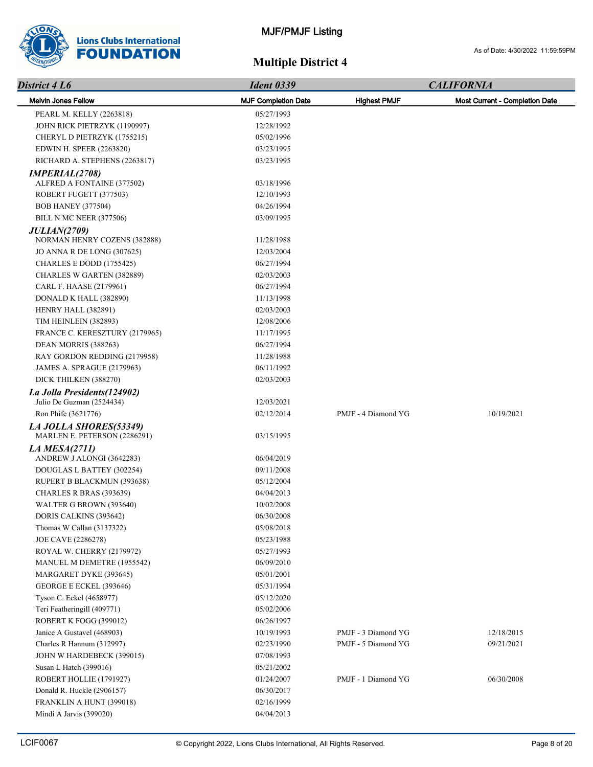# MJF/PMJF Listing

## Multiple District 4

As of Date: 4/30/2022 11:59:59PM

| *District 4 L6* | *Ident 0339* | | *CALIFORNIA* |
|---|---|---|---|
| **Melvin Jones Fellow** | **MJF Completion Date** | **Highest PMJF** | **Most Current - Completion Date** |
| PEARL M. KELLY (2263818) | 05/27/1993 | | |
| JOHN RICK PIETRZYK (1190997) | 12/28/1992 | | |
| CHERYL D PIETRZYK (1755215) | 05/02/1996 | | |
| EDWIN H. SPEER (2263820) | 03/23/1995 | | |
| RICHARD A. STEPHENS (2263817) | 03/23/1995 | | |
| ***IMPERIAL(2708)*** | | | |
| ALFRED A FONTAINE (377502) | 03/18/1996 | | |
| ROBERT FUGETT (377503) | 12/10/1993 | | |
| BOB HANEY (377504) | 04/26/1994 | | |
| BILL N MC NEER (377506) | 03/09/1995 | | |
| ***JULIAN(2709)*** | | | |
| NORMAN HENRY COZENS (382888) | 11/28/1988 | | |
| JO ANNA R DE LONG (307625) | 12/03/2004 | | |
| CHARLES E DODD (1755425) | 06/27/1994 | | |
| CHARLES W GARTEN (382889) | 02/03/2003 | | |
| CARL F. HAASE (2179961) | 06/27/1994 | | |
| DONALD K HALL (382890) | 11/13/1998 | | |
| HENRY HALL (382891) | 02/03/2003 | | |
| TIM HEINLEIN (382893) | 12/08/2006 | | |
| FRANCE C. KERESZTURY (2179965) | 11/17/1995 | | |
| DEAN MORRIS (388263) | 06/27/1994 | | |
| RAY GORDON REDDING (2179958) | 11/28/1988 | | |
| JAMES A. SPRAGUE (2179963) | 06/11/1992 | | |
| DICK THILKEN (388270) | 02/03/2003 | | |
| ***La Jolla Presidents(124902)*** | | | |
| Julio De Guzman (2524434) | 12/03/2021 | | |
| Ron Phife (3621776) | 02/12/2014 | PMJF - 4 Diamond YG | 10/19/2021 |
| ***LA JOLLA SHORES(53349)*** | | | |
| MARLEN E. PETERSON (2286291) | 03/15/1995 | | |
| ***LA MESA(2711)*** | | | |
| ANDREW J ALONGI (3642283) | 06/04/2019 | | |
| DOUGLAS L BATTEY (302254) | 09/11/2008 | | |
| RUPERT B BLACKMUN (393638) | 05/12/2004 | | |
| CHARLES R BRAS (393639) | 04/04/2013 | | |
| WALTER G BROWN (393640) | 10/02/2008 | | |
| DORIS CALKINS (393642) | 06/30/2008 | | |
| Thomas W Callan (3137322) | 05/08/2018 | | |
| JOE CAVE (2286278) | 05/23/1988 | | |
| ROYAL W. CHERRY (2179972) | 05/27/1993 | | |
| MANUEL M DEMETRE (1955542) | 06/09/2010 | | |
| MARGARET DYKE (393645) | 05/01/2001 | | |
| GEORGE E ECKEL (393646) | 05/31/1994 | | |
| Tyson C. Eckel (4658977) | 05/12/2020 | | |
| Teri Featheringill (409771) | 05/02/2006 | | |
| ROBERT K FOGG (399012) | 06/26/1997 | | |
| Janice A Gustavel (468903) | 10/19/1993 | PMJF - 3 Diamond YG | 12/18/2015 |
| Charles R Hannum (312997) | 02/23/1990 | PMJF - 5 Diamond YG | 09/21/2021 |
| JOHN W HARDEBECK (399015) | 07/08/1993 | | |
| Susan L Hatch (399016) | 05/21/2002 | | |
| ROBERT HOLLIE (1791927) | 01/24/2007 | PMJF - 1 Diamond YG | 06/30/2008 |
| Donald R. Huckle (2906157) | 06/30/2017 | | |
| FRANKLIN A HUNT (399018) | 02/16/1999 | | |
| Mindi A Jarvis (399020) | 04/04/2013 | | |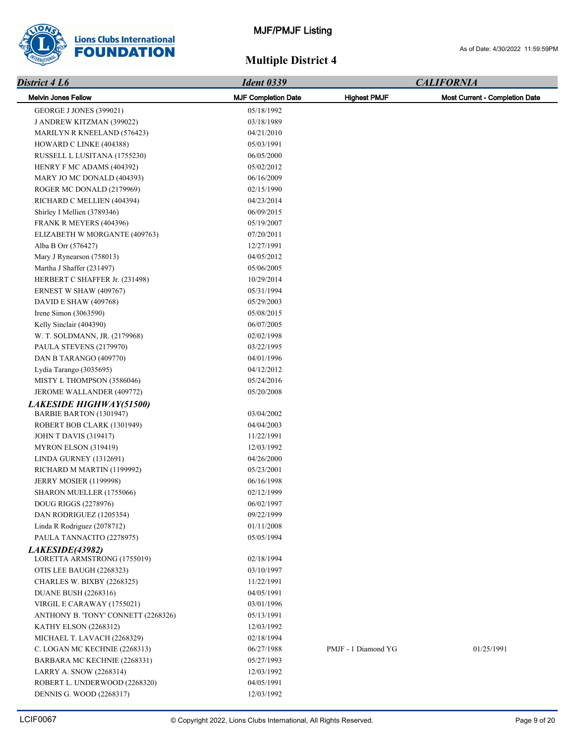# MJF/PMJF Listing

As of Date: 4/30/2022 11:59:59PM

## Multiple District 4

| *District 4 L6* | *Ident 0339* | | *CALIFORNIA* |
|---|---|---|---|
| **Melvin Jones Fellow** | **MJF Completion Date** | **Highest PMJF** | **Most Current - Completion Date** |
| GEORGE J JONES (399021) | 05/18/1992 | | |
| J ANDREW KITZMAN (399022) | 03/18/1989 | | |
| MARILYN R KNEELAND (576423) | 04/21/2010 | | |
| HOWARD C LINKE (404388) | 05/03/1991 | | |
| RUSSELL L LUSITANA (1755230) | 06/05/2000 | | |
| HENRY F MC ADAMS (404392) | 05/02/2012 | | |
| MARY JO MC DONALD (404393) | 06/16/2009 | | |
| ROGER MC DONALD (2179969) | 02/15/1990 | | |
| RICHARD C MELLIEN (404394) | 04/23/2014 | | |
| Shirley I Mellien (3789346) | 06/09/2015 | | |
| FRANK R MEYERS (404396) | 05/19/2007 | | |
| ELIZABETH W MORGANTE (409763) | 07/20/2011 | | |
| Alba B Orr (576427) | 12/27/1991 | | |
| Mary J Rynearson (758013) | 04/05/2012 | | |
| Martha J Shaffer (231497) | 05/06/2005 | | |
| HERBERT C SHAFFER Jr. (231498) | 10/29/2014 | | |
| ERNEST W SHAW (409767) | 05/31/1994 | | |
| DAVID E SHAW (409768) | 05/29/2003 | | |
| Irene Simon (3063590) | 05/08/2015 | | |
| Kelly Sinclair (404390) | 06/07/2005 | | |
| W. T. SOLDMANN, JR. (2179968) | 02/02/1998 | | |
| PAULA STEVENS (2179970) | 03/22/1995 | | |
| DAN B TARANGO (409770) | 04/01/1996 | | |
| Lydia Tarango (3035695) | 04/12/2012 | | |
| MISTY L THOMPSON (3586046) | 05/24/2016 | | |
| JEROME WALLANDER (409772) | 05/20/2008 | | |
| ***LAKESIDE HIGHWAY(51500)*** | | | |
| BARBIE BARTON (1301947) | 03/04/2002 | | |
| ROBERT BOB CLARK (1301949) | 04/04/2003 | | |
| JOHN T DAVIS (319417) | 11/22/1991 | | |
| MYRON ELSON (319419) | 12/03/1992 | | |
| LINDA GURNEY (1312691) | 04/26/2000 | | |
| RICHARD M MARTIN (1199992) | 05/23/2001 | | |
| JERRY MOSIER (1199998) | 06/16/1998 | | |
| SHARON MUELLER (1755066) | 02/12/1999 | | |
| DOUG RIGGS (2278976) | 06/02/1997 | | |
| DAN RODRIGUEZ (1205354) | 09/22/1999 | | |
| Linda R Rodriguez (2078712) | 01/11/2008 | | |
| PAULA TANNACITO (2278975) | 05/05/1994 | | |
| ***LAKESIDE(43982)*** | | | |
| LORETTA ARMSTRONG (1755019) | 02/18/1994 | | |
| OTIS LEE BAUGH (2268323) | 03/10/1997 | | |
| CHARLES W. BIXBY (2268325) | 11/22/1991 | | |
| DUANE BUSH (2268316) | 04/05/1991 | | |
| VIRGIL E CARAWAY (1755021) | 03/01/1996 | | |
| ANTHONY B. 'TONY' CONNETT (2268326) | 05/13/1991 | | |
| KATHY ELSON (2268312) | 12/03/1992 | | |
| MICHAEL T. LAVACH (2268329) | 02/18/1994 | | |
| C. LOGAN MC KECHNIE (2268313) | 06/27/1988 | PMJF - 1 Diamond YG | 01/25/1991 |
| BARBARA MC KECHNIE (2268331) | 05/27/1993 | | |
| LARRY A. SNOW (2268314) | 12/03/1992 | | |
| ROBERT L. UNDERWOOD (2268320) | 04/05/1991 | | |
| DENNIS G. WOOD (2268317) | 12/03/1992 | | |

LCIF0067 © Copyright 2022, Lions Clubs International, All Rights Reserved.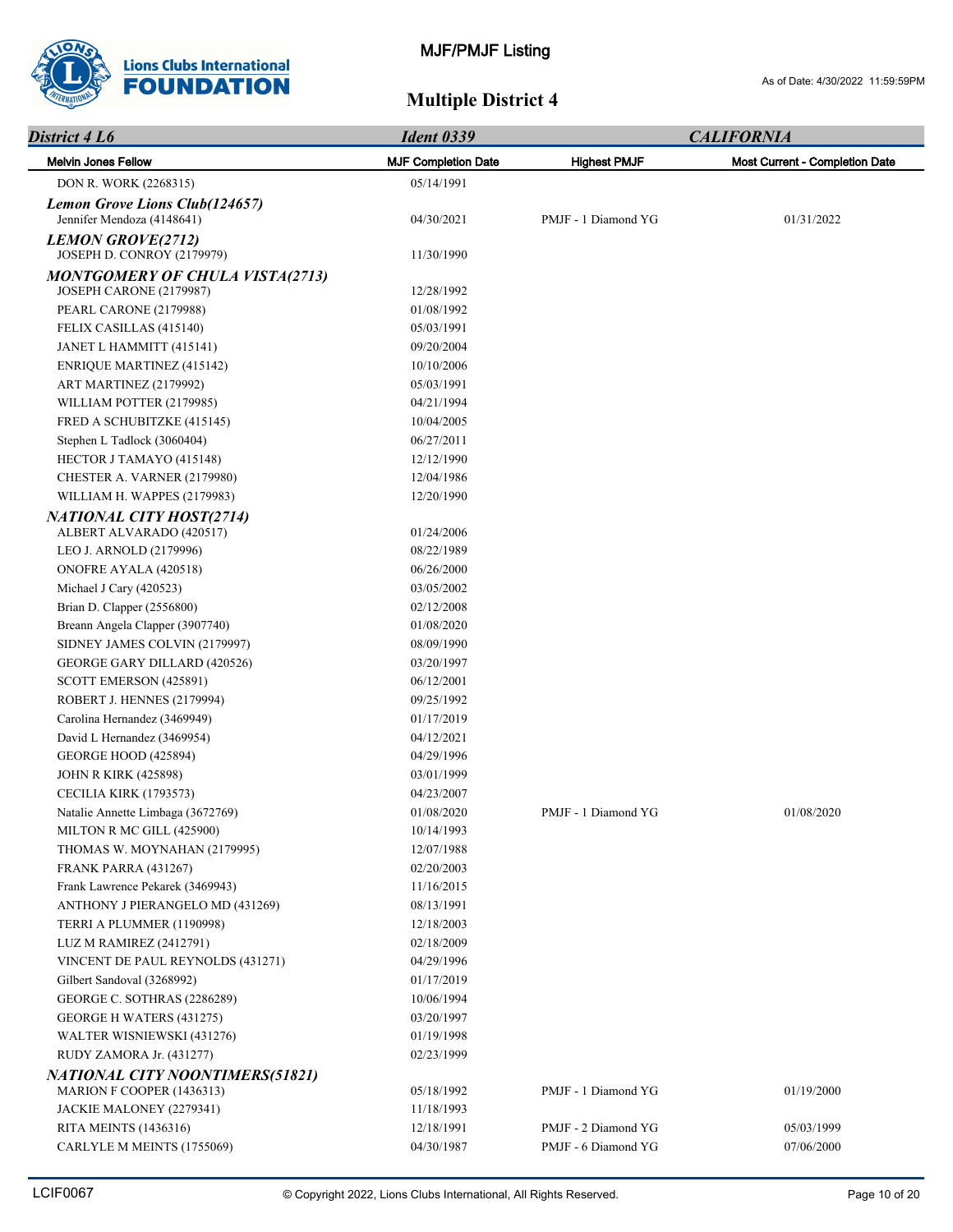# MJF/PMJF Listing

As of Date: 4/30/2022 11:59:59PM

## Multiple District 4

| *District 4 L6* | *Ident 0339* | | *CALIFORNIA* |
|---|---|---|---|
| **Melvin Jones Fellow** | **MJF Completion Date** | **Highest PMJF** | **Most Current - Completion Date** |
| DON R. WORK (2268315) | 05/14/1991 | | |
| ***Lemon Grove Lions Club(124657)*** | | | |
| Jennifer Mendoza (4148641) | 04/30/2021 | PMJF - 1 Diamond YG | 01/31/2022 |
| ***LEMON GROVE(2712)*** | | | |
| JOSEPH D. CONROY (2179979) | 11/30/1990 | | |
| ***MONTGOMERY OF CHULA VISTA(2713)*** | | | |
| JOSEPH CARONE (2179987) | 12/28/1992 | | |
| PEARL CARONE (2179988) | 01/08/1992 | | |
| FELIX CASILLAS (415140) | 05/03/1991 | | |
| JANET L HAMMITT (415141) | 09/20/2004 | | |
| ENRIQUE MARTINEZ (415142) | 10/10/2006 | | |
| ART MARTINEZ (2179992) | 05/03/1991 | | |
| WILLIAM POTTER (2179985) | 04/21/1994 | | |
| FRED A SCHUBITZKE (415145) | 10/04/2005 | | |
| Stephen L Tadlock (3060404) | 06/27/2011 | | |
| HECTOR J TAMAYO (415148) | 12/12/1990 | | |
| CHESTER A. VARNER (2179980) | 12/04/1986 | | |
| WILLIAM H. WAPPES (2179983) | 12/20/1990 | | |
| ***NATIONAL CITY HOST(2714)*** | | | |
| ALBERT ALVARADO (420517) | 01/24/2006 | | |
| LEO J. ARNOLD (2179996) | 08/22/1989 | | |
| ONOFRE AYALA (420518) | 06/26/2000 | | |
| Michael J Cary (420523) | 03/05/2002 | | |
| Brian D. Clapper (2556800) | 02/12/2008 | | |
| Breann Angela Clapper (3907740) | 01/08/2020 | | |
| SIDNEY JAMES COLVIN (2179997) | 08/09/1990 | | |
| GEORGE GARY DILLARD (420526) | 03/20/1997 | | |
| SCOTT EMERSON (425891) | 06/12/2001 | | |
| ROBERT J. HENNES (2179994) | 09/25/1992 | | |
| Carolina Hernandez (3469949) | 01/17/2019 | | |
| David L Hernandez (3469954) | 04/12/2021 | | |
| GEORGE HOOD (425894) | 04/29/1996 | | |
| JOHN R KIRK (425898) | 03/01/1999 | | |
| CECILIA KIRK (1793573) | 04/23/2007 | | |
| Natalie Annette Limbaga (3672769) | 01/08/2020 | PMJF - 1 Diamond YG | 01/08/2020 |
| MILTON R MC GILL (425900) | 10/14/1993 | | |
| THOMAS W. MOYNAHAN (2179995) | 12/07/1988 | | |
| FRANK PARRA (431267) | 02/20/2003 | | |
| Frank Lawrence Pekarek (3469943) | 11/16/2015 | | |
| ANTHONY J PIERANGELO MD (431269) | 08/13/1991 | | |
| TERRI A PLUMMER (1190998) | 12/18/2003 | | |
| LUZ M RAMIREZ (2412791) | 02/18/2009 | | |
| VINCENT DE PAUL REYNOLDS (431271) | 04/29/1996 | | |
| Gilbert Sandoval (3268992) | 01/17/2019 | | |
| GEORGE C. SOTHRAS (2286289) | 10/06/1994 | | |
| GEORGE H WATERS (431275) | 03/20/1997 | | |
| WALTER WISNIEWSKI (431276) | 01/19/1998 | | |
| RUDY ZAMORA Jr. (431277) | 02/23/1999 | | |
| ***NATIONAL CITY NOONTIMERS(51821)*** | | | |
| MARION F COOPER (1436313) | 05/18/1992 | PMJF - 1 Diamond YG | 01/19/2000 |
| JACKIE MALONEY (2279341) | 11/18/1993 | | |
| RITA MEINTS (1436316) | 12/18/1991 | PMJF - 2 Diamond YG | 05/03/1999 |
| CARLYLE M MEINTS (1755069) | 04/30/1987 | PMJF - 6 Diamond YG | 07/06/2000 |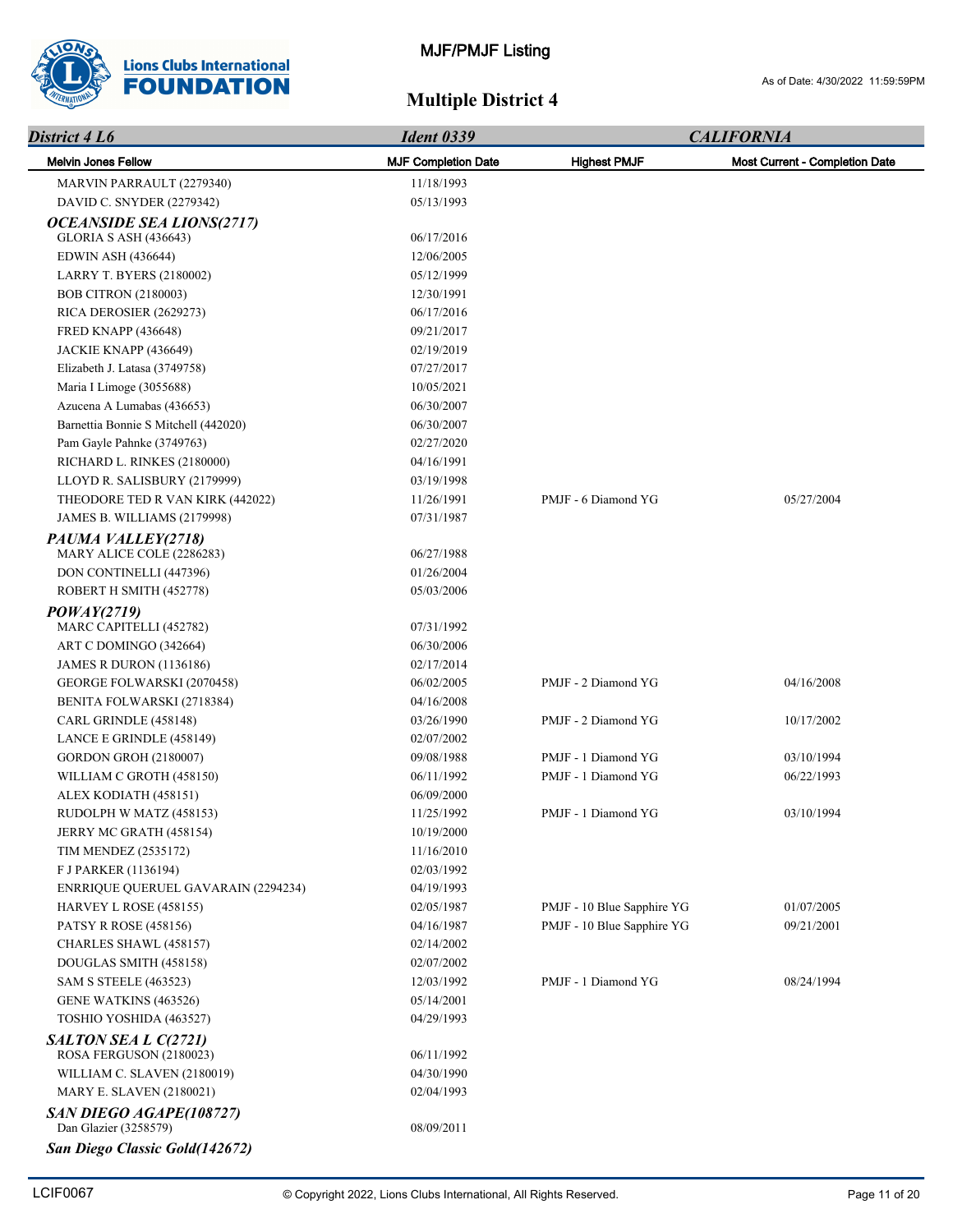# MJF/PMJF Listing

As of Date: 4/30/2022 11:59:59PM

## Multiple District 4

| *District 4 L6* | *Ident 0339* | *CALIFORNIA* | |
|---|---|---|---|
| **Melvin Jones Fellow** | **MJF Completion Date** | **Highest PMJF** | **Most Current - Completion Date** |
| MARVIN PARRAULT (2279340) | 11/18/1993 | | |
| DAVID C. SNYDER (2279342) | 05/13/1993 | | |
| ***OCEANSIDE SEA LIONS(2717)*** | | | |
| GLORIA S ASH (436643) | 06/17/2016 | | |
| EDWIN ASH (436644) | 12/06/2005 | | |
| LARRY T. BYERS (2180002) | 05/12/1999 | | |
| BOB CITRON (2180003) | 12/30/1991 | | |
| RICA DEROSIER (2629273) | 06/17/2016 | | |
| FRED KNAPP (436648) | 09/21/2017 | | |
| JACKIE KNAPP (436649) | 02/19/2019 | | |
| Elizabeth J. Latasa (3749758) | 07/27/2017 | | |
| Maria I Limoge (3055688) | 10/05/2021 | | |
| Azucena A Lumabas (436653) | 06/30/2007 | | |
| Barnettia Bonnie S Mitchell (442020) | 06/30/2007 | | |
| Pam Gayle Pahnke (3749763) | 02/27/2020 | | |
| RICHARD L. RINKES (2180000) | 04/16/1991 | | |
| LLOYD R. SALISBURY (2179999) | 03/19/1998 | | |
| THEODORE TED R VAN KIRK (442022) | 11/26/1991 | PMJF - 6 Diamond YG | 05/27/2004 |
| JAMES B. WILLIAMS (2179998) | 07/31/1987 | | |
| ***PAUMA VALLEY(2718)*** | | | |
| MARY ALICE COLE (2286283) | 06/27/1988 | | |
| DON CONTINELLI (447396) | 01/26/2004 | | |
| ROBERT H SMITH (452778) | 05/03/2006 | | |
| ***POWAY(2719)*** | | | |
| MARC CAPITELLI (452782) | 07/31/1992 | | |
| ART C DOMINGO (342664) | 06/30/2006 | | |
| JAMES R DURON (1136186) | 02/17/2014 | | |
| GEORGE FOLWARSKI (2070458) | 06/02/2005 | PMJF - 2 Diamond YG | 04/16/2008 |
| BENITA FOLWARSKI (2718384) | 04/16/2008 | | |
| CARL GRINDLE (458148) | 03/26/1990 | PMJF - 2 Diamond YG | 10/17/2002 |
| LANCE E GRINDLE (458149) | 02/07/2002 | | |
| GORDON GROH (2180007) | 09/08/1988 | PMJF - 1 Diamond YG | 03/10/1994 |
| WILLIAM C GROTH (458150) | 06/11/1992 | PMJF - 1 Diamond YG | 06/22/1993 |
| ALEX KODIATH (458151) | 06/09/2000 | | |
| RUDOLPH W MATZ (458153) | 11/25/1992 | PMJF - 1 Diamond YG | 03/10/1994 |
| JERRY MC GRATH (458154) | 10/19/2000 | | |
| TIM MENDEZ (2535172) | 11/16/2010 | | |
| F J PARKER (1136194) | 02/03/1992 | | |
| ENRRIQUE QUERUEL GAVARAIN (2294234) | 04/19/1993 | | |
| HARVEY L ROSE (458155) | 02/05/1987 | PMJF - 10 Blue Sapphire YG | 01/07/2005 |
| PATSY R ROSE (458156) | 04/16/1987 | PMJF - 10 Blue Sapphire YG | 09/21/2001 |
| CHARLES SHAWL (458157) | 02/14/2002 | | |
| DOUGLAS SMITH (458158) | 02/07/2002 | | |
| SAM S STEELE (463523) | 12/03/1992 | PMJF - 1 Diamond YG | 08/24/1994 |
| GENE WATKINS (463526) | 05/14/2001 | | |
| TOSHIO YOSHIDA (463527) | 04/29/1993 | | |
| ***SALTON SEA L C(2721)*** | | | |
| ROSA FERGUSON (2180023) | 06/11/1992 | | |
| WILLIAM C. SLAVEN (2180019) | 04/30/1990 | | |
| MARY E. SLAVEN (2180021) | 02/04/1993 | | |
| ***SAN DIEGO AGAPE(108727)*** | | | |
| Dan Glazier (3258579) | 08/09/2011 | | |
| ***San Diego Classic Gold(142672)*** | | | |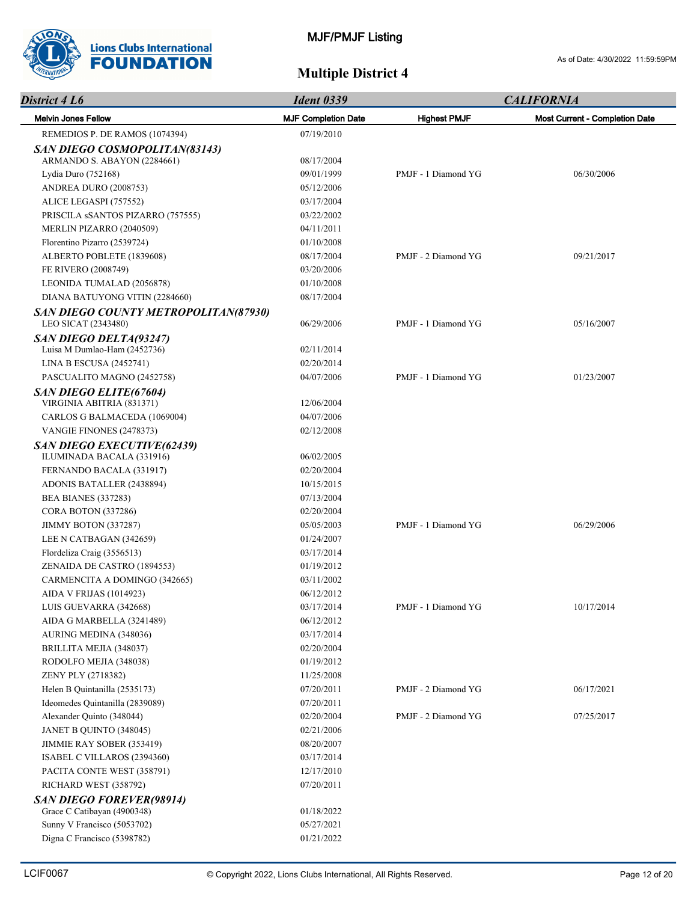# MJF/PMJF Listing

As of Date: 4/30/2022 11:59:59PM

## Multiple District 4

| *District 4 L6* | *Ident 0339* | | *CALIFORNIA* |
|---|---|---|---|
| **Melvin Jones Fellow** | **MJF Completion Date** | **Highest PMJF** | **Most Current - Completion Date** |
| REMEDIOS P. DE RAMOS (1074394) | 07/19/2010 | | |
| ***SAN DIEGO COSMOPOLITAN(83143)*** | | | |
| ARMANDO S. ABAYON (2284661) | 08/17/2004 | | |
| Lydia Duro (752168) | 09/01/1999 | PMJF - 1 Diamond YG | 06/30/2006 |
| ANDREA DURO (2008753) | 05/12/2006 | | |
| ALICE LEGASPI (757552) | 03/17/2004 | | |
| PRISCILA sSANTOS PIZARRO (757555) | 03/22/2002 | | |
| MERLIN PIZARRO (2040509) | 04/11/2011 | | |
| Florentino Pizarro (2539724) | 01/10/2008 | | |
| ALBERTO POBLETE (1839608) | 08/17/2004 | PMJF - 2 Diamond YG | 09/21/2017 |
| FE RIVERO (2008749) | 03/20/2006 | | |
| LEONIDA TUMALAD (2056878) | 01/10/2008 | | |
| DIANA BATUYONG VITIN (2284660) | 08/17/2004 | | |
| ***SAN DIEGO COUNTY METROPOLITAN(87930)*** | | | |
| LEO SICAT (2343480) | 06/29/2006 | PMJF - 1 Diamond YG | 05/16/2007 |
| ***SAN DIEGO DELTA(93247)*** | | | |
| Luisa M Dumlao-Ham (2452736) | 02/11/2014 | | |
| LINA B ESCUSA (2452741) | 02/20/2014 | | |
| PASCUALITO MAGNO (2452758) | 04/07/2006 | PMJF - 1 Diamond YG | 01/23/2007 |
| ***SAN DIEGO ELITE(67604)*** | | | |
| VIRGINIA ABITRIA (831371) | 12/06/2004 | | |
| CARLOS G BALMACEDA (1069004) | 04/07/2006 | | |
| VANGIE FINONES (2478373) | 02/12/2008 | | |
| ***SAN DIEGO EXECUTIVE(62439)*** | | | |
| ILUMINADA BACALA (331916) | 06/02/2005 | | |
| FERNANDO BACALA (331917) | 02/20/2004 | | |
| ADONIS BATALLER (2438894) | 10/15/2015 | | |
| BEA BIANES (337283) | 07/13/2004 | | |
| CORA BOTON (337286) | 02/20/2004 | | |
| JIMMY BOTON (337287) | 05/05/2003 | PMJF - 1 Diamond YG | 06/29/2006 |
| LEE N CATBAGAN (342659) | 01/24/2007 | | |
| Flordeliza Craig (3556513) | 03/17/2014 | | |
| ZENAIDA DE CASTRO (1894553) | 01/19/2012 | | |
| CARMENCITA A DOMINGO (342665) | 03/11/2002 | | |
| AIDA V FRIJAS (1014923) | 06/12/2012 | | |
| LUIS GUEVARRA (342668) | 03/17/2014 | PMJF - 1 Diamond YG | 10/17/2014 |
| AIDA G MARBELLA (3241489) | 06/12/2012 | | |
| AURING MEDINA (348036) | 03/17/2014 | | |
| BRILLITA MEJIA (348037) | 02/20/2004 | | |
| RODOLFO MEJIA (348038) | 01/19/2012 | | |
| ZENY PLY (2718382) | 11/25/2008 | | |
| Helen B Quintanilla (2535173) | 07/20/2011 | PMJF - 2 Diamond YG | 06/17/2021 |
| Ideomedes Quintanilla (2839089) | 07/20/2011 | | |
| Alexander Quinto (348044) | 02/20/2004 | PMJF - 2 Diamond YG | 07/25/2017 |
| JANET B QUINTO (348045) | 02/21/2006 | | |
| JIMMIE RAY SOBER (353419) | 08/20/2007 | | |
| ISABEL C VILLAROS (2394360) | 03/17/2014 | | |
| PACITA CONTE WEST (358791) | 12/17/2010 | | |
| RICHARD WEST (358792) | 07/20/2011 | | |
| ***SAN DIEGO FOREVER(98914)*** | | | |
| Grace C Catibayan (4900348) | 01/18/2022 | | |
| Sunny V Francisco (5053702) | 05/27/2021 | | |
| Digna C Francisco (5398782) | 01/21/2022 | | |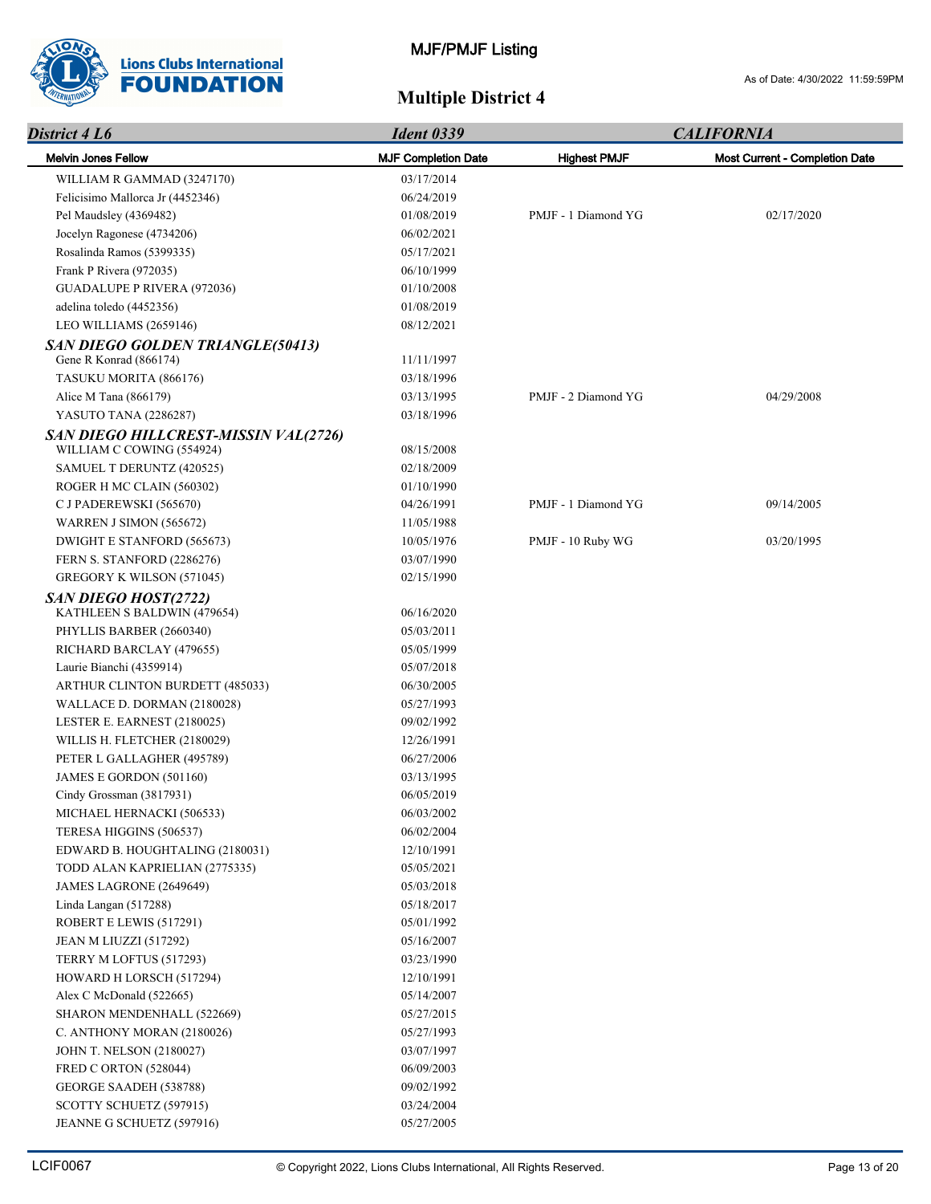# MJF/PMJF Listing

As of Date: 4/30/2022 11:59:59PM

## Multiple District 4

| *District 4 L6* | *Ident 0339* | | *CALIFORNIA* |
|---|---|---|---|
| **Melvin Jones Fellow** | **MJF Completion Date** | **Highest PMJF** | **Most Current - Completion Date** |
| WILLIAM R GAMMAD (3247170) | 03/17/2014 | | |
| Felicisimo Mallorca Jr (4452346) | 06/24/2019 | | |
| Pel Maudsley (4369482) | 01/08/2019 | PMJF - 1 Diamond YG | 02/17/2020 |
| Jocelyn Ragonese (4734206) | 06/02/2021 | | |
| Rosalinda Ramos (5399335) | 05/17/2021 | | |
| Frank P Rivera (972035) | 06/10/1999 | | |
| GUADALUPE P RIVERA (972036) | 01/10/2008 | | |
| adelina toledo (4452356) | 01/08/2019 | | |
| LEO WILLIAMS (2659146) | 08/12/2021 | | |
| ***SAN DIEGO GOLDEN TRIANGLE(50413)*** | | | |
| Gene R Konrad (866174) | 11/11/1997 | | |
| TASUKU MORITA (866176) | 03/18/1996 | | |
| Alice M Tana (866179) | 03/13/1995 | PMJF - 2 Diamond YG | 04/29/2008 |
| YASUTO TANA (2286287) | 03/18/1996 | | |
| ***SAN DIEGO HILLCREST-MISSIN VAL(2726)*** | | | |
| WILLIAM C COWING (554924) | 08/15/2008 | | |
| SAMUEL T DERUNTZ (420525) | 02/18/2009 | | |
| ROGER H MC CLAIN (560302) | 01/10/1990 | | |
| C J PADEREWSKI (565670) | 04/26/1991 | PMJF - 1 Diamond YG | 09/14/2005 |
| WARREN J SIMON (565672) | 11/05/1988 | | |
| DWIGHT E STANFORD (565673) | 10/05/1976 | PMJF - 10 Ruby WG | 03/20/1995 |
| FERN S. STANFORD (2286276) | 03/07/1990 | | |
| GREGORY K WILSON (571045) | 02/15/1990 | | |
| ***SAN DIEGO HOST(2722)*** | | | |
| KATHLEEN S BALDWIN (479654) | 06/16/2020 | | |
| PHYLLIS BARBER (2660340) | 05/03/2011 | | |
| RICHARD BARCLAY (479655) | 05/05/1999 | | |
| Laurie Bianchi (4359914) | 05/07/2018 | | |
| ARTHUR CLINTON BURDETT (485033) | 06/30/2005 | | |
| WALLACE D. DORMAN (2180028) | 05/27/1993 | | |
| LESTER E. EARNEST (2180025) | 09/02/1992 | | |
| WILLIS H. FLETCHER (2180029) | 12/26/1991 | | |
| PETER L GALLAGHER (495789) | 06/27/2006 | | |
| JAMES E GORDON (501160) | 03/13/1995 | | |
| Cindy Grossman (3817931) | 06/05/2019 | | |
| MICHAEL HERNACKI (506533) | 06/03/2002 | | |
| TERESA HIGGINS (506537) | 06/02/2004 | | |
| EDWARD B. HOUGHTALING (2180031) | 12/10/1991 | | |
| TODD ALAN KAPRIELIAN (2775335) | 05/05/2021 | | |
| JAMES LAGRONE (2649649) | 05/03/2018 | | |
| Linda Langan (517288) | 05/18/2017 | | |
| ROBERT E LEWIS (517291) | 05/01/1992 | | |
| JEAN M LIUZZI (517292) | 05/16/2007 | | |
| TERRY M LOFTUS (517293) | 03/23/1990 | | |
| HOWARD H LORSCH (517294) | 12/10/1991 | | |
| Alex C McDonald (522665) | 05/14/2007 | | |
| SHARON MENDENHALL (522669) | 05/27/2015 | | |
| C. ANTHONY MORAN (2180026) | 05/27/1993 | | |
| JOHN T. NELSON (2180027) | 03/07/1997 | | |
| FRED C ORTON (528044) | 06/09/2003 | | |
| GEORGE SAADEH (538788) | 09/02/1992 | | |
| SCOTTY SCHUETZ (597915) | 03/24/2004 | | |
| JEANNE G SCHUETZ (597916) | 05/27/2005 | | |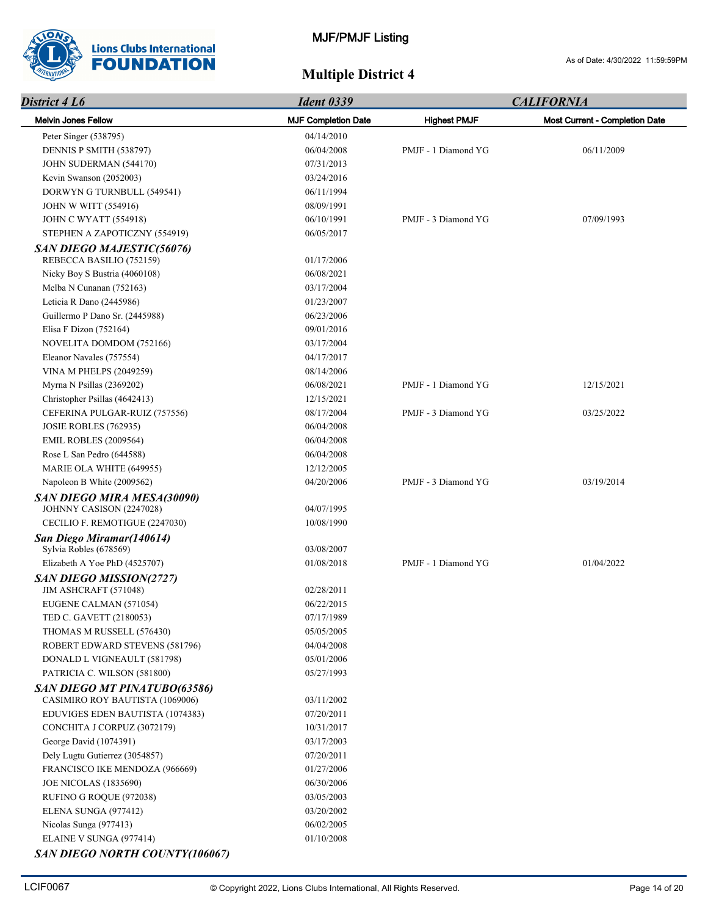# MJF/PMJF Listing

As of Date: 4/30/2022 11:59:59PM

## Multiple District 4

| *District 4 L6* | *Ident 0339* | | *CALIFORNIA* |
|---|---|---|---|
| **Melvin Jones Fellow** | **MJF Completion Date** | **Highest PMJF** | **Most Current - Completion Date** |
| Peter Singer (538795) | 04/14/2010 | | |
| DENNIS P SMITH (538797) | 06/04/2008 | PMJF - 1 Diamond YG | 06/11/2009 |
| JOHN SUDERMAN (544170) | 07/31/2013 | | |
| Kevin Swanson (2052003) | 03/24/2016 | | |
| DORWYN G TURNBULL (549541) | 06/11/1994 | | |
| JOHN W WITT (554916) | 08/09/1991 | | |
| JOHN C WYATT (554918) | 06/10/1991 | PMJF - 3 Diamond YG | 07/09/1993 |
| STEPHEN A ZAPOTICZNY (554919) | 06/05/2017 | | |
| ***SAN DIEGO MAJESTIC(56076)*** | | | |
| REBECCA BASILIO (752159) | 01/17/2006 | | |
| Nicky Boy S Bustria (4060108) | 06/08/2021 | | |
| Melba N Cunanan (752163) | 03/17/2004 | | |
| Leticia R Dano (2445986) | 01/23/2007 | | |
| Guillermo P Dano Sr. (2445988) | 06/23/2006 | | |
| Elisa F Dizon (752164) | 09/01/2016 | | |
| NOVELITA DOMDOM (752166) | 03/17/2004 | | |
| Eleanor Navales (757554) | 04/17/2017 | | |
| VINA M PHELPS (2049259) | 08/14/2006 | | |
| Myrna N Psillas (2369202) | 06/08/2021 | PMJF - 1 Diamond YG | 12/15/2021 |
| Christopher Psillas (4642413) | 12/15/2021 | | |
| CEFERINA PULGAR-RUIZ (757556) | 08/17/2004 | PMJF - 3 Diamond YG | 03/25/2022 |
| JOSIE ROBLES (762935) | 06/04/2008 | | |
| EMIL ROBLES (2009564) | 06/04/2008 | | |
| Rose L San Pedro (644588) | 06/04/2008 | | |
| MARIE OLA WHITE (649955) | 12/12/2005 | | |
| Napoleon B White (2009562) | 04/20/2006 | PMJF - 3 Diamond YG | 03/19/2014 |
| ***SAN DIEGO MIRA MESA(30090)*** | | | |
| JOHNNY CASISON (2247028) | 04/07/1995 | | |
| CECILIO F. REMOTIGUE (2247030) | 10/08/1990 | | |
| ***San Diego Miramar(140614)*** | | | |
| Sylvia Robles (678569) | 03/08/2007 | | |
| Elizabeth A Yoe PhD (4525707) | 01/08/2018 | PMJF - 1 Diamond YG | 01/04/2022 |
| ***SAN DIEGO MISSION(2727)*** | | | |
| JIM ASHCRAFT (571048) | 02/28/2011 | | |
| EUGENE CALMAN (571054) | 06/22/2015 | | |
| TED C. GAVETT (2180053) | 07/17/1989 | | |
| THOMAS M RUSSELL (576430) | 05/05/2005 | | |
| ROBERT EDWARD STEVENS (581796) | 04/04/2008 | | |
| DONALD L VIGNEAULT (581798) | 05/01/2006 | | |
| PATRICIA C. WILSON (581800) | 05/27/1993 | | |
| ***SAN DIEGO MT PINATUBO(63586)*** | | | |
| CASIMIRO ROY BAUTISTA (1069006) | 03/11/2002 | | |
| EDUVIGES EDEN BAUTISTA (1074383) | 07/20/2011 | | |
| CONCHITA J CORPUZ (3072179) | 10/31/2017 | | |
| George David (1074391) | 03/17/2003 | | |
| Dely Lugtu Gutierrez (3054857) | 07/20/2011 | | |
| FRANCISCO IKE MENDOZA (966669) | 01/27/2006 | | |
| JOE NICOLAS (1835690) | 06/30/2006 | | |
| RUFINO G ROQUE (972038) | 03/05/2003 | | |
| ELENA SUNGA (977412) | 03/20/2002 | | |
| Nicolas Sunga (977413) | 06/02/2005 | | |
| ELAINE V SUNGA (977414) | 01/10/2008 | | |
| ***SAN DIEGO NORTH COUNTY(106067)*** | | | |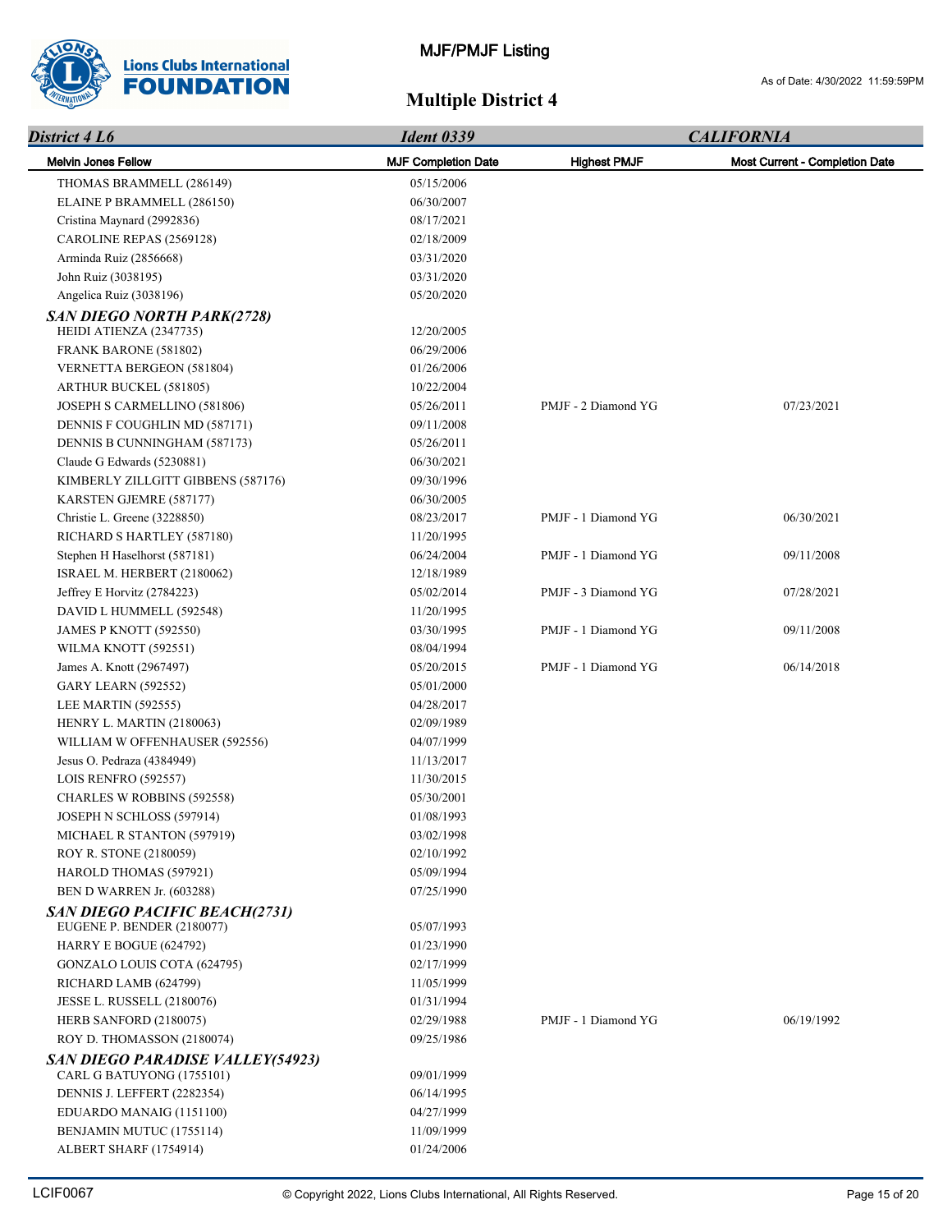# MJF/PMJF Listing

As of Date: 4/30/2022 11:59:59PM

## Multiple District 4

| *District 4 L6* | *Ident 0339* | | *CALIFORNIA* |
|---|---|---|---|
| **Melvin Jones Fellow** | **MJF Completion Date** | **Highest PMJF** | **Most Current - Completion Date** |
| THOMAS BRAMMELL (286149) | 05/15/2006 | | |
| ELAINE P BRAMMELL (286150) | 06/30/2007 | | |
| Cristina Maynard (2992836) | 08/17/2021 | | |
| CAROLINE REPAS (2569128) | 02/18/2009 | | |
| Arminda Ruiz (2856668) | 03/31/2020 | | |
| John Ruiz (3038195) | 03/31/2020 | | |
| Angelica Ruiz (3038196) | 05/20/2020 | | |
| ***SAN DIEGO NORTH PARK(2728)*** | | | |
| HEIDI ATIENZA (2347735) | 12/20/2005 | | |
| FRANK BARONE (581802) | 06/29/2006 | | |
| VERNETTA BERGEON (581804) | 01/26/2006 | | |
| ARTHUR BUCKEL (581805) | 10/22/2004 | | |
| JOSEPH S CARMELLINO (581806) | 05/26/2011 | PMJF - 2 Diamond YG | 07/23/2021 |
| DENNIS F COUGHLIN MD (587171) | 09/11/2008 | | |
| DENNIS B CUNNINGHAM (587173) | 05/26/2011 | | |
| Claude G Edwards (5230881) | 06/30/2021 | | |
| KIMBERLY ZILLGITT GIBBENS (587176) | 09/30/1996 | | |
| KARSTEN GJEMRE (587177) | 06/30/2005 | | |
| Christie L. Greene (3228850) | 08/23/2017 | PMJF - 1 Diamond YG | 06/30/2021 |
| RICHARD S HARTLEY (587180) | 11/20/1995 | | |
| Stephen H Haselhorst (587181) | 06/24/2004 | PMJF - 1 Diamond YG | 09/11/2008 |
| ISRAEL M. HERBERT (2180062) | 12/18/1989 | | |
| Jeffrey E Horvitz (2784223) | 05/02/2014 | PMJF - 3 Diamond YG | 07/28/2021 |
| DAVID L HUMMELL (592548) | 11/20/1995 | | |
| JAMES P KNOTT (592550) | 03/30/1995 | PMJF - 1 Diamond YG | 09/11/2008 |
| WILMA KNOTT (592551) | 08/04/1994 | | |
| James A. Knott (2967497) | 05/20/2015 | PMJF - 1 Diamond YG | 06/14/2018 |
| GARY LEARN (592552) | 05/01/2000 | | |
| LEE MARTIN (592555) | 04/28/2017 | | |
| HENRY L. MARTIN (2180063) | 02/09/1989 | | |
| WILLIAM W OFFENHAUSER (592556) | 04/07/1999 | | |
| Jesus O. Pedraza (4384949) | 11/13/2017 | | |
| LOIS RENFRO (592557) | 11/30/2015 | | |
| CHARLES W ROBBINS (592558) | 05/30/2001 | | |
| JOSEPH N SCHLOSS (597914) | 01/08/1993 | | |
| MICHAEL R STANTON (597919) | 03/02/1998 | | |
| ROY R. STONE (2180059) | 02/10/1992 | | |
| HAROLD THOMAS (597921) | 05/09/1994 | | |
| BEN D WARREN Jr. (603288) | 07/25/1990 | | |
| ***SAN DIEGO PACIFIC BEACH(2731)*** | | | |
| EUGENE P. BENDER (2180077) | 05/07/1993 | | |
| HARRY E BOGUE (624792) | 01/23/1990 | | |
| GONZALO LOUIS COTA (624795) | 02/17/1999 | | |
| RICHARD LAMB (624799) | 11/05/1999 | | |
| JESSE L. RUSSELL (2180076) | 01/31/1994 | | |
| HERB SANFORD (2180075) | 02/29/1988 | PMJF - 1 Diamond YG | 06/19/1992 |
| ROY D. THOMASSON (2180074) | 09/25/1986 | | |
| ***SAN DIEGO PARADISE VALLEY(54923)*** | | | |
| CARL G BATUYONG (1755101) | 09/01/1999 | | |
| DENNIS J. LEFFERT (2282354) | 06/14/1995 | | |
| EDUARDO MANAIG (1151100) | 04/27/1999 | | |
| BENJAMIN MUTUC (1755114) | 11/09/1999 | | |
| ALBERT SHARF (1754914) | 01/24/2006 | | |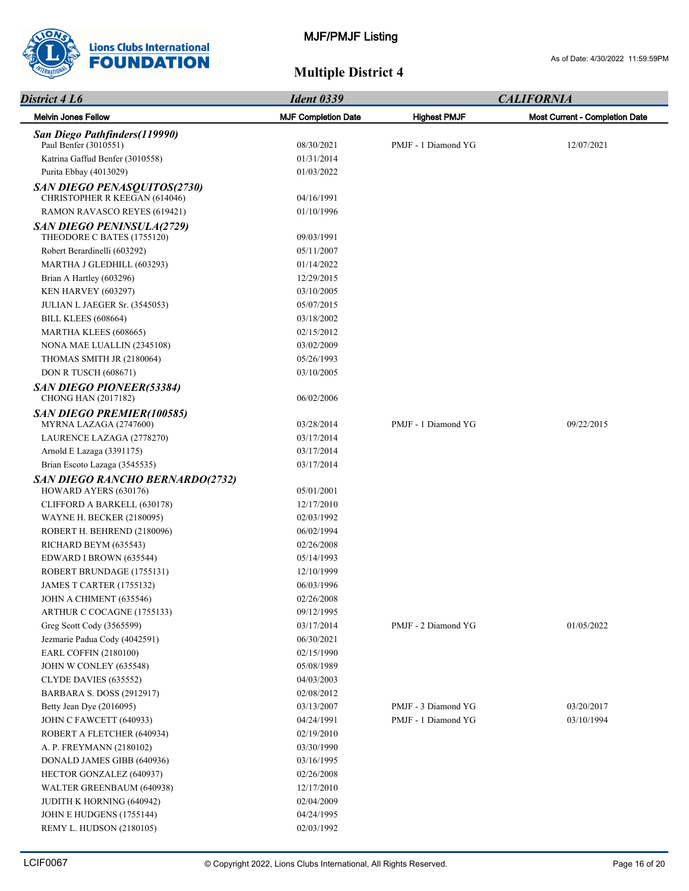MJF/PMJF Listing

As of Date: 4/30/2022 11:59:59PM

# Multiple District 4

| *District 4 L6* | *Ident 0339* | | *CALIFORNIA* |
|---|---|---|---|
| **Melvin Jones Fellow** | **MJF Completion Date** | **Highest PMJF** | **Most Current - Completion Date** |
| ***San Diego Pathfinders(119990)*** | | | |
| Paul Benfer (3010551) | 08/30/2021 | PMJF - 1 Diamond YG | 12/07/2021 |
| Katrina Gaffud Benfer (3010558) | 01/31/2014 | | |
| Purita Ebbay (4013029) | 01/03/2022 | | |
| ***SAN DIEGO PENASQUITOS(2730)*** | | | |
| CHRISTOPHER R KEEGAN (614046) | 04/16/1991 | | |
| RAMON RAVASCO REYES (619421) | 01/10/1996 | | |
| ***SAN DIEGO PENINSULA(2729)*** | | | |
| THEODORE C BATES (1755120) | 09/03/1991 | | |
| Robert Berardinelli (603292) | 05/11/2007 | | |
| MARTHA J GLEDHILL (603293) | 01/14/2022 | | |
| Brian A Hartley (603296) | 12/29/2015 | | |
| KEN HARVEY (603297) | 03/10/2005 | | |
| JULIAN L JAEGER Sr. (3545053) | 05/07/2015 | | |
| BILL KLEES (608664) | 03/18/2002 | | |
| MARTHA KLEES (608665) | 02/15/2012 | | |
| NONA MAE LUALLIN (2345108) | 03/02/2009 | | |
| THOMAS SMITH JR (2180064) | 05/26/1993 | | |
| DON R TUSCH (608671) | 03/10/2005 | | |
| ***SAN DIEGO PIONEER(53384)*** | | | |
| CHONG HAN (2017182) | 06/02/2006 | | |
| ***SAN DIEGO PREMIER(100585)*** | | | |
| MYRNA LAZAGA (2747600) | 03/28/2014 | PMJF - 1 Diamond YG | 09/22/2015 |
| LAURENCE LAZAGA (2778270) | 03/17/2014 | | |
| Arnold E Lazaga (3391175) | 03/17/2014 | | |
| Brian Escoto Lazaga (3545535) | 03/17/2014 | | |
| ***SAN DIEGO RANCHO BERNARDO(2732)*** | | | |
| HOWARD AYERS (630176) | 05/01/2001 | | |
| CLIFFORD A BARKELL (630178) | 12/17/2010 | | |
| WAYNE H. BECKER (2180095) | 02/03/1992 | | |
| ROBERT H. BEHREND (2180096) | 06/02/1994 | | |
| RICHARD BEYM (635543) | 02/26/2008 | | |
| EDWARD I BROWN (635544) | 05/14/1993 | | |
| ROBERT BRUNDAGE (1755131) | 12/10/1999 | | |
| JAMES T CARTER (1755132) | 06/03/1996 | | |
| JOHN A CHIMENT (635546) | 02/26/2008 | | |
| ARTHUR C COCAGNE (1755133) | 09/12/1995 | | |
| Greg Scott Cody (3565599) | 03/17/2014 | PMJF - 2 Diamond YG | 01/05/2022 |
| Jezmarie Padua Cody (4042591) | 06/30/2021 | | |
| EARL COFFIN (2180100) | 02/15/1990 | | |
| JOHN W CONLEY (635548) | 05/08/1989 | | |
| CLYDE DAVIES (635552) | 04/03/2003 | | |
| BARBARA S. DOSS (2912917) | 02/08/2012 | | |
| Betty Jean Dye (2016095) | 03/13/2007 | PMJF - 3 Diamond YG | 03/20/2017 |
| JOHN C FAWCETT (640933) | 04/24/1991 | PMJF - 1 Diamond YG | 03/10/1994 |
| ROBERT A FLETCHER (640934) | 02/19/2010 | | |
| A. P. FREYMANN (2180102) | 03/30/1990 | | |
| DONALD JAMES GIBB (640936) | 03/16/1995 | | |
| HECTOR GONZALEZ (640937) | 02/26/2008 | | |
| WALTER GREENBAUM (640938) | 12/17/2010 | | |
| JUDITH K HORNING (640942) | 02/04/2009 | | |
| JOHN E HUDGENS (1755144) | 04/24/1995 | | |
| REMY L. HUDSON (2180105) | 02/03/1992 | | |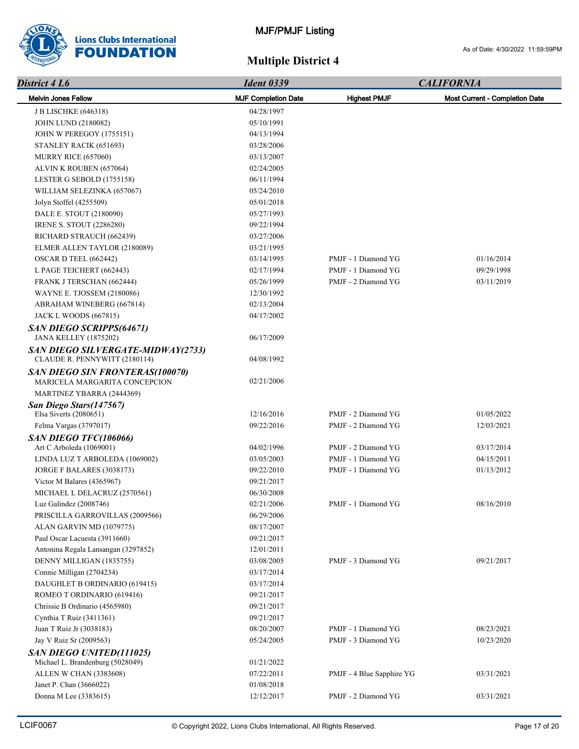# MJF/PMJF Listing

## Multiple District 4

As of Date: 4/30/2022 11:59:59PM

| *District 4 L6* | *Ident 0339* | *CALIFORNIA* | |
|---|---|---|---|
| **Melvin Jones Fellow** | **MJF Completion Date** | **Highest PMJF** | **Most Current - Completion Date** |
| J B LISCHKE (646318) | 04/28/1997 | | |
| JOHN LUND (2180082) | 05/10/1991 | | |
| JOHN W PEREGOY (1755151) | 04/13/1994 | | |
| STANLEY RACIK (651693) | 03/28/2006 | | |
| MURRY RICE (657060) | 03/13/2007 | | |
| ALVIN K ROUBEN (657064) | 02/24/2005 | | |
| LESTER G SEBOLD (1755158) | 06/11/1994 | | |
| WILLIAM SELEZINKA (657067) | 05/24/2010 | | |
| Jolyn Stoffel (4255509) | 05/01/2018 | | |
| DALE E. STOUT (2180090) | 05/27/1993 | | |
| IRENE S. STOUT (2286280) | 09/22/1994 | | |
| RICHARD STRAUCH (662439) | 03/27/2006 | | |
| ELMER ALLEN TAYLOR (2180089) | 03/21/1995 | | |
| OSCAR D TEEL (662442) | 03/14/1995 | PMJF - 1 Diamond YG | 01/16/2014 |
| L PAGE TEICHERT (662443) | 02/17/1994 | PMJF - 1 Diamond YG | 09/29/1998 |
| FRANK J TERSCHAN (662444) | 05/26/1999 | PMJF - 2 Diamond YG | 03/11/2019 |
| WAYNE E. TJOSSEM (2180086) | 12/30/1992 | | |
| ABRAHAM WINEBERG (667814) | 02/13/2004 | | |
| JACK L WOODS (667815) | 04/17/2002 | | |
| ***SAN DIEGO SCRIPPS(64671)*** | | | |
| JANA KELLEY (1875202) | 06/17/2009 | | |
| ***SAN DIEGO SILVERGATE-MIDWAY(2733)*** | | | |
| CLAUDE R. PENNYWITT (2180114) | 04/08/1992 | | |
| ***SAN DIEGO SIN FRONTERAS(100070)*** | | | |
| MARICELA MARGARITA CONCEPCION MARTINEZ YBARRA (2444369) | 02/21/2006 | | |
| ***San Diego Stars(147567)*** | | | |
| Elsa Siverts (2080651) | 12/16/2016 | PMJF - 2 Diamond YG | 01/05/2022 |
| Felma Vargas (3797017) | 09/22/2016 | PMJF - 2 Diamond YG | 12/03/2021 |
| ***SAN DIEGO TFC(106066)*** | | | |
| Art C Arboleda (1069001) | 04/02/1996 | PMJF - 2 Diamond YG | 03/17/2014 |
| LINDA LUZ T ARBOLEDA (1069002) | 03/05/2003 | PMJF - 1 Diamond YG | 04/15/2011 |
| JORGE F BALARES (3038173) | 09/22/2010 | PMJF - 1 Diamond YG | 01/13/2012 |
| Victor M Balares (4365967) | 09/21/2017 | | |
| MICHAEL L DELACRUZ (2570561) | 06/30/2008 | | |
| Luz Galindez (2008746) | 02/21/2006 | PMJF - 1 Diamond YG | 08/16/2010 |
| PRISCILLA GARROVILLAS (2009566) | 06/29/2006 | | |
| ALAN GARVIN MD (1079775) | 08/17/2007 | | |
| Paul Oscar Lacuesta (3911660) | 09/21/2017 | | |
| Antonina Regala Lansangan (3297852) | 12/01/2011 | | |
| DENNY MILLIGAN (1835755) | 03/08/2005 | PMJF - 3 Diamond YG | 09/21/2017 |
| Connie Milligan (2704234) | 03/17/2014 | | |
| DAUGHLET B ORDINARIO (619415) | 03/17/2014 | | |
| ROMEO T ORDINARIO (619416) | 09/21/2017 | | |
| Chrissie B Ordinario (4565980) | 09/21/2017 | | |
| Cynthia T Ruiz (3411361) | 09/21/2017 | | |
| Juan T Ruiz Jr (3038183) | 08/20/2007 | PMJF - 1 Diamond YG | 08/23/2021 |
| Jay V Ruiz Sr (2009563) | 05/24/2005 | PMJF - 3 Diamond YG | 10/23/2020 |
| ***SAN DIEGO UNITED(111025)*** | | | |
| Michael L. Brandenburg (5028049) | 01/21/2022 | | |
| ALLEN W CHAN (3383608) | 07/22/2011 | PMJF - 4 Blue Sapphire YG | 03/31/2021 |
| Janet P. Chan (3666022) | 01/08/2018 | | |
| Donna M Lee (3383615) | 12/12/2017 | PMJF - 2 Diamond YG | 03/31/2021 |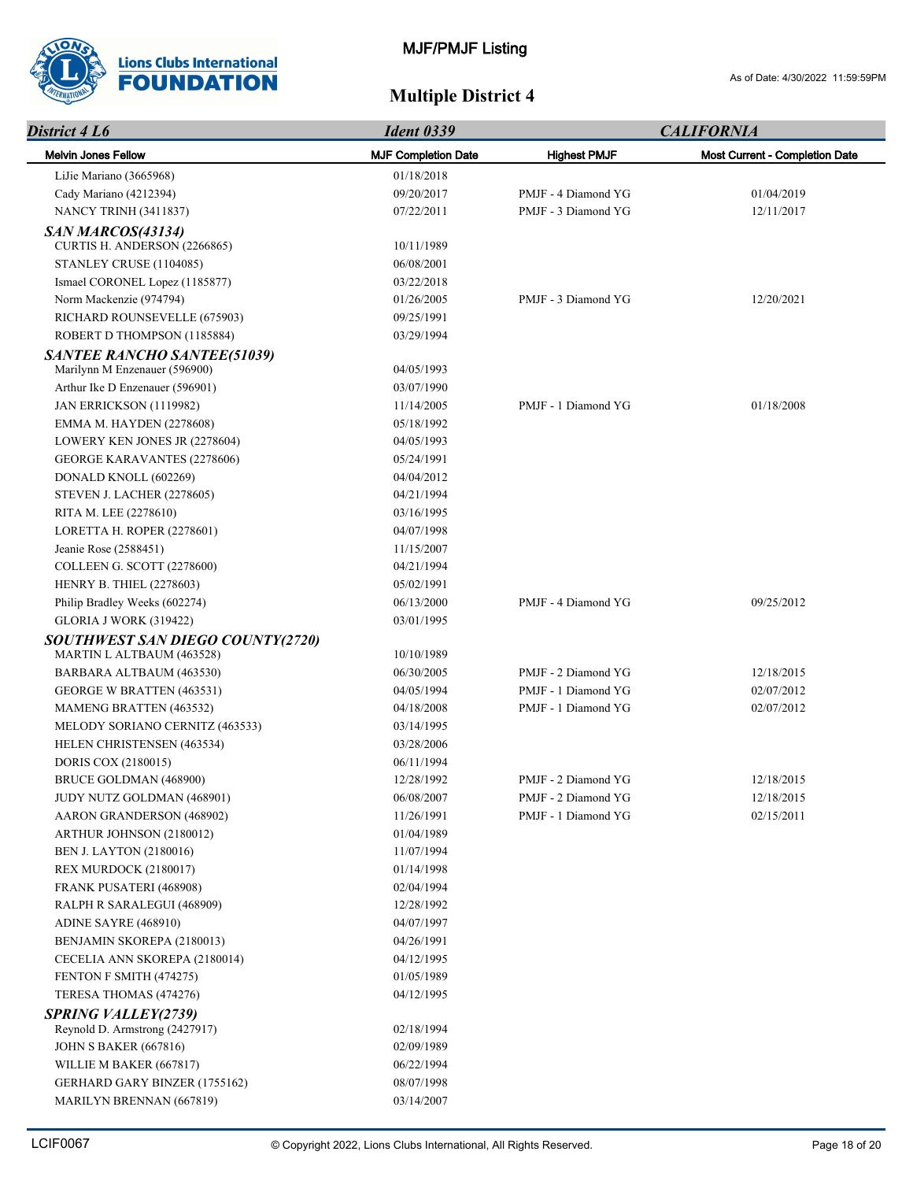# MJF/PMJF Listing

As of Date: 4/30/2022 11:59:59PM

## Multiple District 4

| *District 4 L6* | *Ident 0339* | | *CALIFORNIA* |
|---|---|---|---|
| **Melvin Jones Fellow** | **MJF Completion Date** | **Highest PMJF** | **Most Current - Completion Date** |
| LiJie Mariano (3665968) | 01/18/2018 | | |
| Cady Mariano (4212394) | 09/20/2017 | PMJF - 4 Diamond YG | 01/04/2019 |
| NANCY TRINH (3411837) | 07/22/2011 | PMJF - 3 Diamond YG | 12/11/2017 |
| ***SAN MARCOS(43134)*** | | | |
| CURTIS H. ANDERSON (2266865) | 10/11/1989 | | |
| STANLEY CRUSE (1104085) | 06/08/2001 | | |
| Ismael CORONEL Lopez (1185877) | 03/22/2018 | | |
| Norm Mackenzie (974794) | 01/26/2005 | PMJF - 3 Diamond YG | 12/20/2021 |
| RICHARD ROUNSEVELLE (675903) | 09/25/1991 | | |
| ROBERT D THOMPSON (1185884) | 03/29/1994 | | |
| ***SANTEE RANCHO SANTEE(51039)*** | | | |
| Marilynn M Enzenauer (596900) | 04/05/1993 | | |
| Arthur Ike D Enzenauer (596901) | 03/07/1990 | | |
| JAN ERRICKSON (1119982) | 11/14/2005 | PMJF - 1 Diamond YG | 01/18/2008 |
| EMMA M. HAYDEN (2278608) | 05/18/1992 | | |
| LOWERY KEN JONES JR (2278604) | 04/05/1993 | | |
| GEORGE KARAVANTES (2278606) | 05/24/1991 | | |
| DONALD KNOLL (602269) | 04/04/2012 | | |
| STEVEN J. LACHER (2278605) | 04/21/1994 | | |
| RITA M. LEE (2278610) | 03/16/1995 | | |
| LORETTA H. ROPER (2278601) | 04/07/1998 | | |
| Jeanie Rose (2588451) | 11/15/2007 | | |
| COLLEEN G. SCOTT (2278600) | 04/21/1994 | | |
| HENRY B. THIEL (2278603) | 05/02/1991 | | |
| Philip Bradley Weeks (602274) | 06/13/2000 | PMJF - 4 Diamond YG | 09/25/2012 |
| GLORIA J WORK (319422) | 03/01/1995 | | |
| ***SOUTHWEST SAN DIEGO COUNTY(2720)*** | | | |
| MARTIN L ALTBAUM (463528) | 10/10/1989 | | |
| BARBARA ALTBAUM (463530) | 06/30/2005 | PMJF - 2 Diamond YG | 12/18/2015 |
| GEORGE W BRATTEN (463531) | 04/05/1994 | PMJF - 1 Diamond YG | 02/07/2012 |
| MAMENG BRATTEN (463532) | 04/18/2008 | PMJF - 1 Diamond YG | 02/07/2012 |
| MELODY SORIANO CERNITZ (463533) | 03/14/1995 | | |
| HELEN CHRISTENSEN (463534) | 03/28/2006 | | |
| DORIS COX (2180015) | 06/11/1994 | | |
| BRUCE GOLDMAN (468900) | 12/28/1992 | PMJF - 2 Diamond YG | 12/18/2015 |
| JUDY NUTZ GOLDMAN (468901) | 06/08/2007 | PMJF - 2 Diamond YG | 12/18/2015 |
| AARON GRANDERSON (468902) | 11/26/1991 | PMJF - 1 Diamond YG | 02/15/2011 |
| ARTHUR JOHNSON (2180012) | 01/04/1989 | | |
| BEN J. LAYTON (2180016) | 11/07/1994 | | |
| REX MURDOCK (2180017) | 01/14/1998 | | |
| FRANK PUSATERI (468908) | 02/04/1994 | | |
| RALPH R SARALEGUI (468909) | 12/28/1992 | | |
| ADINE SAYRE (468910) | 04/07/1997 | | |
| BENJAMIN SKOREPA (2180013) | 04/26/1991 | | |
| CECELIA ANN SKOREPA (2180014) | 04/12/1995 | | |
| FENTON F SMITH (474275) | 01/05/1989 | | |
| TERESA THOMAS (474276) | 04/12/1995 | | |
| ***SPRING VALLEY(2739)*** | | | |
| Reynold D. Armstrong (2427917) | 02/18/1994 | | |
| JOHN S BAKER (667816) | 02/09/1989 | | |
| WILLIE M BAKER (667817) | 06/22/1994 | | |
| GERHARD GARY BINZER (1755162) | 08/07/1998 | | |
| MARILYN BRENNAN (667819) | 03/14/2007 | | |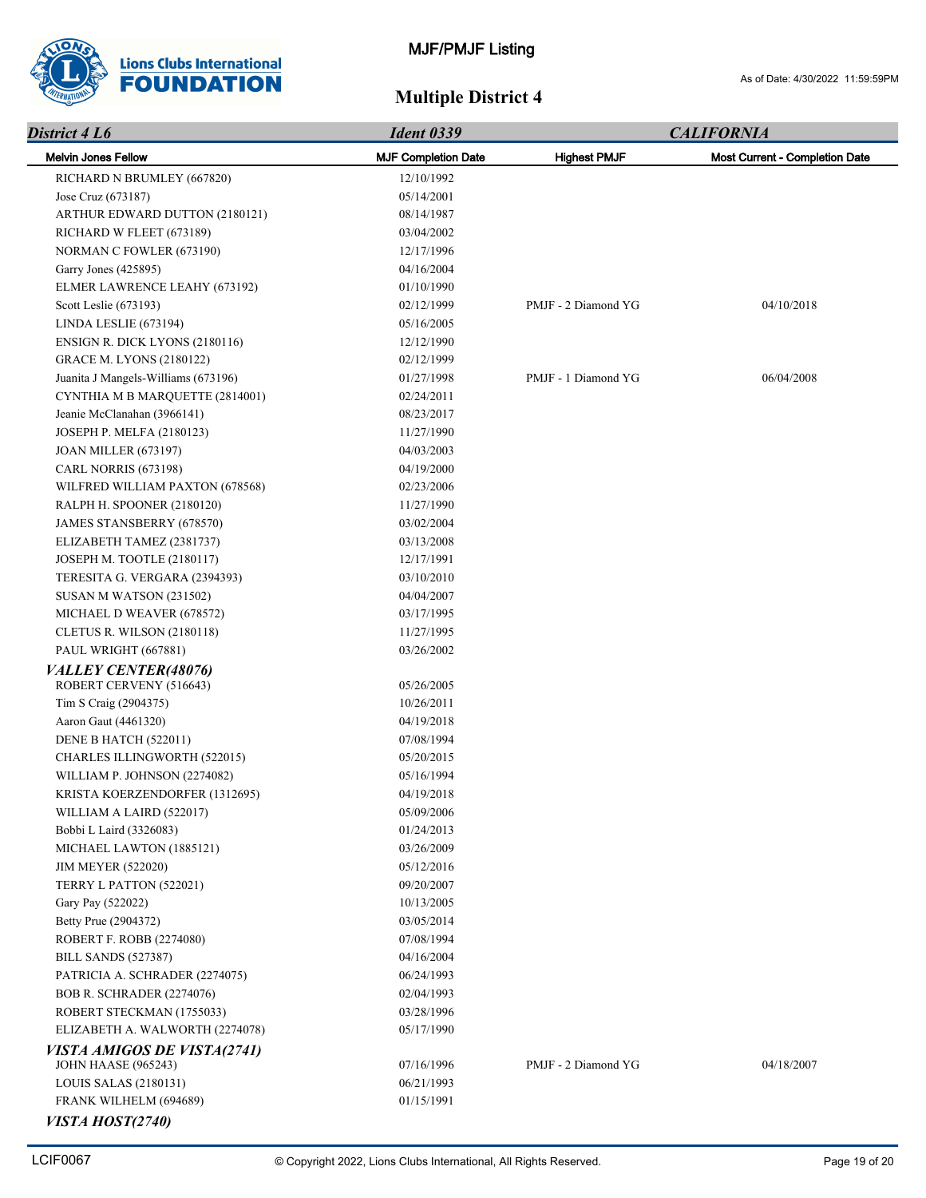# MJF/PMJF Listing

## Multiple District 4

As of Date: 4/30/2022 11:59:59PM

| *District 4 L6* | *Ident 0339* | | *CALIFORNIA* |
|---|---|---|---|
| **Melvin Jones Fellow** | **MJF Completion Date** | **Highest PMJF** | **Most Current - Completion Date** |
| RICHARD N BRUMLEY (667820) | 12/10/1992 | | |
| Jose Cruz (673187) | 05/14/2001 | | |
| ARTHUR EDWARD DUTTON (2180121) | 08/14/1987 | | |
| RICHARD W FLEET (673189) | 03/04/2002 | | |
| NORMAN C FOWLER (673190) | 12/17/1996 | | |
| Garry Jones (425895) | 04/16/2004 | | |
| ELMER LAWRENCE LEAHY (673192) | 01/10/1990 | | |
| Scott Leslie (673193) | 02/12/1999 | PMJF - 2 Diamond YG | 04/10/2018 |
| LINDA LESLIE (673194) | 05/16/2005 | | |
| ENSIGN R. DICK LYONS (2180116) | 12/12/1990 | | |
| GRACE M. LYONS (2180122) | 02/12/1999 | | |
| Juanita J Mangels-Williams (673196) | 01/27/1998 | PMJF - 1 Diamond YG | 06/04/2008 |
| CYNTHIA M B MARQUETTE (2814001) | 02/24/2011 | | |
| Jeanie McClanahan (3966141) | 08/23/2017 | | |
| JOSEPH P. MELFA (2180123) | 11/27/1990 | | |
| JOAN MILLER (673197) | 04/03/2003 | | |
| CARL NORRIS (673198) | 04/19/2000 | | |
| WILFRED WILLIAM PAXTON (678568) | 02/23/2006 | | |
| RALPH H. SPOONER (2180120) | 11/27/1990 | | |
| JAMES STANSBERRY (678570) | 03/02/2004 | | |
| ELIZABETH TAMEZ (2381737) | 03/13/2008 | | |
| JOSEPH M. TOOTLE (2180117) | 12/17/1991 | | |
| TERESITA G. VERGARA (2394393) | 03/10/2010 | | |
| SUSAN M WATSON (231502) | 04/04/2007 | | |
| MICHAEL D WEAVER (678572) | 03/17/1995 | | |
| CLETUS R. WILSON (2180118) | 11/27/1995 | | |
| PAUL WRIGHT (667881) | 03/26/2002 | | |
| ***VALLEY CENTER(48076)*** | | | |
| ROBERT CERVENY (516643) | 05/26/2005 | | |
| Tim S Craig (2904375) | 10/26/2011 | | |
| Aaron Gaut (4461320) | 04/19/2018 | | |
| DENE B HATCH (522011) | 07/08/1994 | | |
| CHARLES ILLINGWORTH (522015) | 05/20/2015 | | |
| WILLIAM P. JOHNSON (2274082) | 05/16/1994 | | |
| KRISTA KOERZENDORFER (1312695) | 04/19/2018 | | |
| WILLIAM A LAIRD (522017) | 05/09/2006 | | |
| Bobbi L Laird (3326083) | 01/24/2013 | | |
| MICHAEL LAWTON (1885121) | 03/26/2009 | | |
| JIM MEYER (522020) | 05/12/2016 | | |
| TERRY L PATTON (522021) | 09/20/2007 | | |
| Gary Pay (522022) | 10/13/2005 | | |
| Betty Prue (2904372) | 03/05/2014 | | |
| ROBERT F. ROBB (2274080) | 07/08/1994 | | |
| BILL SANDS (527387) | 04/16/2004 | | |
| PATRICIA A. SCHRADER (2274075) | 06/24/1993 | | |
| BOB R. SCHRADER (2274076) | 02/04/1993 | | |
| ROBERT STECKMAN (1755033) | 03/28/1996 | | |
| ELIZABETH A. WALWORTH (2274078) | 05/17/1990 | | |
| ***VISTA AMIGOS DE VISTA(2741)*** | | | |
| JOHN HAASE (965243) | 07/16/1996 | PMJF - 2 Diamond YG | 04/18/2007 |
| LOUIS SALAS (2180131) | 06/21/1993 | | |
| FRANK WILHELM (694689) | 01/15/1991 | | |
| ***VISTA HOST(2740)*** | | | |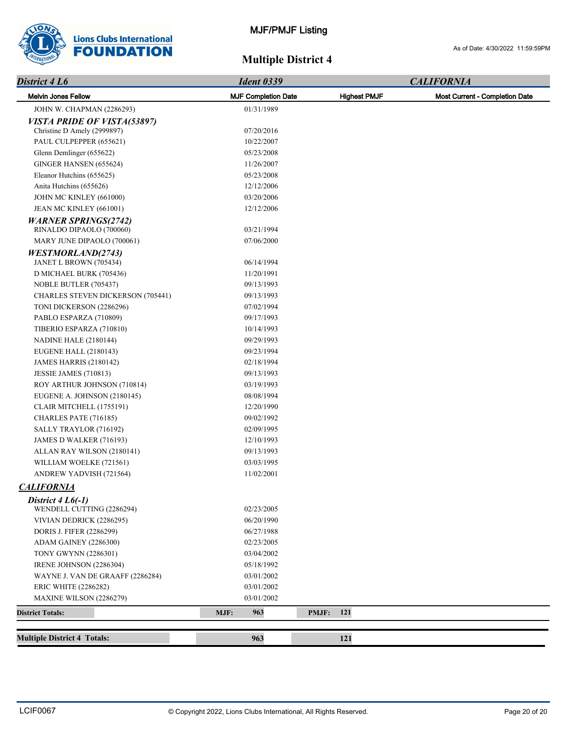# MJF/PMJF Listing

## Multiple District 4

As of Date: 4/30/2022 11:59:59PM

| *District 4 L6* | *Ident 0339* | | *CALIFORNIA* |
|---|---|---|---|
| Melvin Jones Fellow | MJF Completion Date | Highest PMJF | Most Current - Completion Date |
| JOHN W. CHAPMAN (2286293) | 01/31/1989 | | |
| ***VISTA PRIDE OF VISTA(53897)*** | | | |
| Christine D Amely (2999897) | 07/20/2016 | | |
| PAUL CULPEPPER (655621) | 10/22/2007 | | |
| Glenn Demlinger (655622) | 05/23/2008 | | |
| GINGER HANSEN (655624) | 11/26/2007 | | |
| Eleanor Hutchins (655625) | 05/23/2008 | | |
| Anita Hutchins (655626) | 12/12/2006 | | |
| JOHN MC KINLEY (661000) | 03/20/2006 | | |
| JEAN MC KINLEY (661001) | 12/12/2006 | | |
| ***WARNER SPRINGS(2742)*** | | | |
| RINALDO DIPAOLO (700060) | 03/21/1994 | | |
| MARY JUNE DIPAOLO (700061) | 07/06/2000 | | |
| ***WESTMORLAND(2743)*** | | | |
| JANET L BROWN (705434) | 06/14/1994 | | |
| D MICHAEL BURK (705436) | 11/20/1991 | | |
| NOBLE BUTLER (705437) | 09/13/1993 | | |
| CHARLES STEVEN DICKERSON (705441) | 09/13/1993 | | |
| TONI DICKERSON (2286296) | 07/02/1994 | | |
| PABLO ESPARZA (710809) | 09/17/1993 | | |
| TIBERIO ESPARZA (710810) | 10/14/1993 | | |
| NADINE HALE (2180144) | 09/29/1993 | | |
| EUGENE HALL (2180143) | 09/23/1994 | | |
| JAMES HARRIS (2180142) | 02/18/1994 | | |
| JESSIE JAMES (710813) | 09/13/1993 | | |
| ROY ARTHUR JOHNSON (710814) | 03/19/1993 | | |
| EUGENE A. JOHNSON (2180145) | 08/08/1994 | | |
| CLAIR MITCHELL (1755191) | 12/20/1990 | | |
| CHARLES PATE (716185) | 09/02/1992 | | |
| SALLY TRAYLOR (716192) | 02/09/1995 | | |
| JAMES D WALKER (716193) | 12/10/1993 | | |
| ALLAN RAY WILSON (2180141) | 09/13/1993 | | |
| WILLIAM WOELKE (721561) | 03/03/1995 | | |
| ANDREW YADVISH (721564) | 11/02/2001 | | |
| ***CALIFORNIA*** | | | |
| ***District 4 L6(-1)*** | | | |
| WENDELL CUTTING (2286294) | 02/23/2005 | | |
| VIVIAN DEDRICK (2286295) | 06/20/1990 | | |
| DORIS J. FIFER (2286299) | 06/27/1988 | | |
| ADAM GAINEY (2286300) | 02/23/2005 | | |
| TONY GWYNN (2286301) | 03/04/2002 | | |
| IRENE JOHNSON (2286304) | 05/18/1992 | | |
| WAYNE J. VAN DE GRAAFF (2286284) | 03/01/2002 | | |
| ERIC WHITE (2286282) | 03/01/2002 | | |
| MAXINE WILSON (2286279) | 03/01/2002 | | |
| **District Totals:** | **MJF: 963** | **PMJF: 121** | |
| **Multiple District 4 Totals:** | **963** | **121** | |